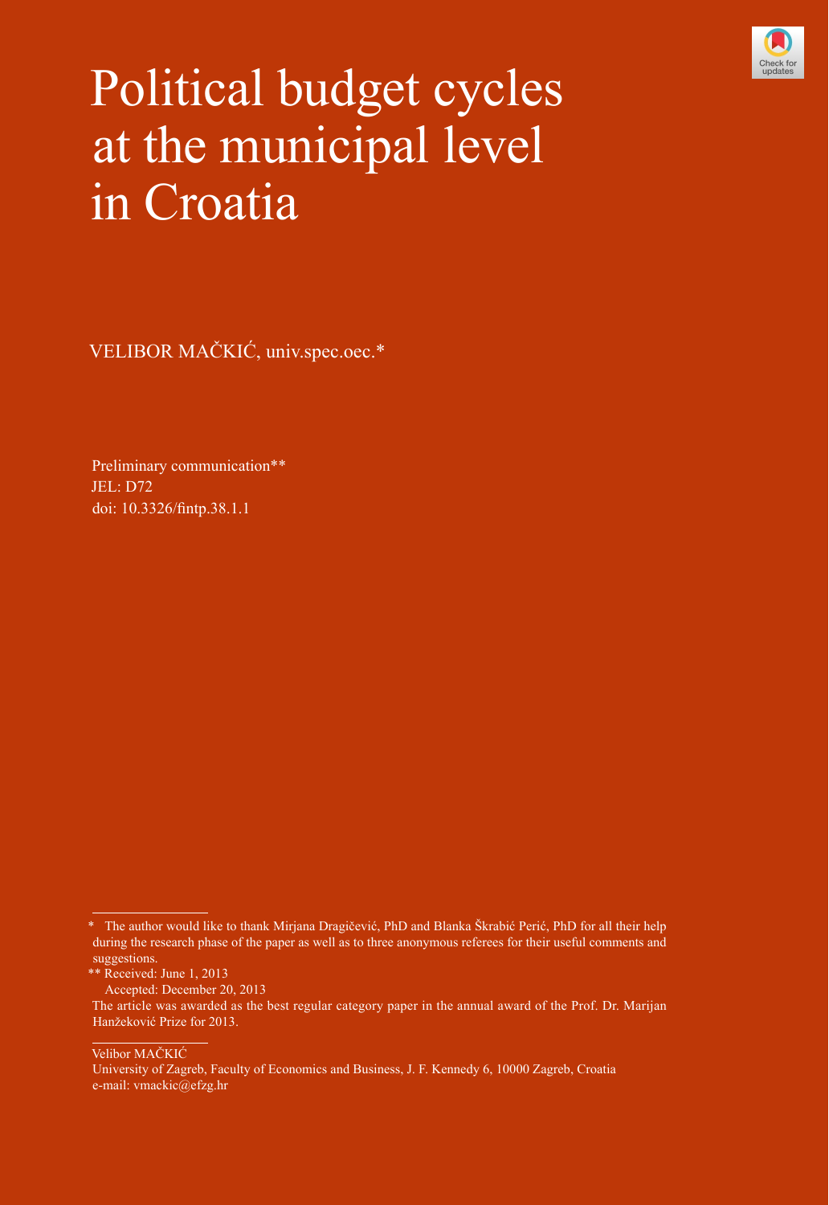# Political budget cycles at the municipal level in Croatia

VELIBOR MAČKIĆ, univ.spec.oec.*

Preliminary communication**
JEL: D72
doi: 10.3326/fintp.38.1.1

---

\* The author would like to thank Mirjana Dragičević, PhD and Blanka Škrabić Perić, PhD for all their help during the research phase of the paper as well as to three anonymous referees for their useful comments and suggestions.

** Received: June 1, 2013
Accepted: December 20, 2013

The article was awarded as the best regular category paper in the annual award of the Prof. Dr. Marijan Hanžeković Prize for 2013.

---

Velibor MAČKIĆ
University of Zagreb, Faculty of Economics and Business, J. F. Kennedy 6, 10000 Zagreb, Croatia
e-mail: vmackic@efzg.hr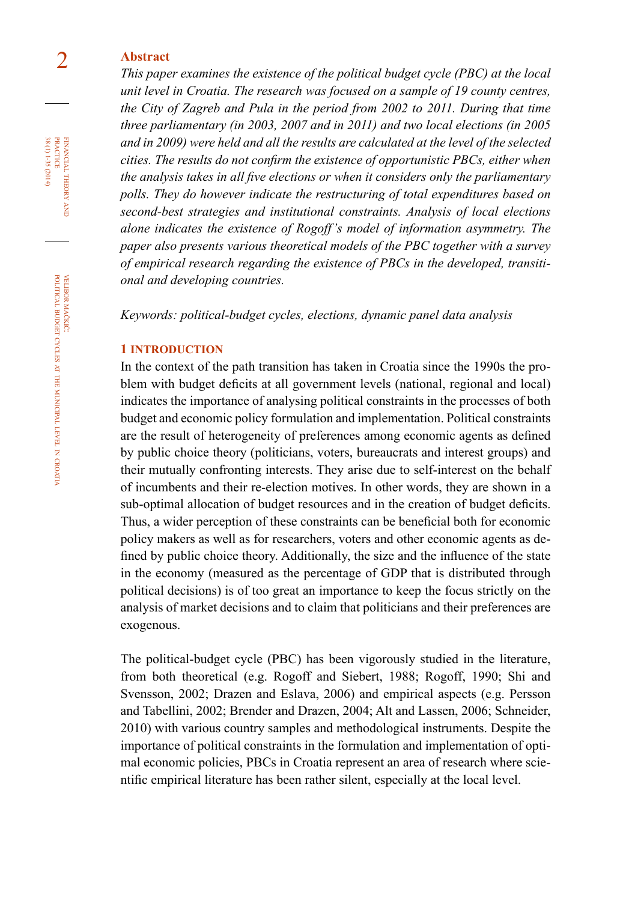**Abstract**

*This paper examines the existence of the political budget cycle (PBC) at the local unit level in Croatia. The research was focused on a sample of 19 county centres, the City of Zagreb and Pula in the period from 2002 to 2011. During that time three parliamentary (in 2003, 2007 and in 2011) and two local elections (in 2005 and in 2009) were held and all the results are calculated at the level of the selected cities. The results do not confirm the existence of opportunistic PBCs, either when the analysis takes in all five elections or when it considers only the parliamentary polls. They do however indicate the restructuring of total expenditures based on second-best strategies and institutional constraints. Analysis of local elections alone indicates the existence of Rogoff's model of information asymmetry. The paper also presents various theoretical models of the PBC together with a survey of empirical research regarding the existence of PBCs in the developed, transitional and developing countries.*

*Keywords: political-budget cycles, elections, dynamic panel data analysis*

## 1 INTRODUCTION

In the context of the path transition has taken in Croatia since the 1990s the problem with budget deficits at all government levels (national, regional and local) indicates the importance of analysing political constraints in the processes of both budget and economic policy formulation and implementation. Political constraints are the result of heterogeneity of preferences among economic agents as defined by public choice theory (politicians, voters, bureaucrats and interest groups) and their mutually confronting interests. They arise due to self-interest on the behalf of incumbents and their re-election motives. In other words, they are shown in a sub-optimal allocation of budget resources and in the creation of budget deficits. Thus, a wider perception of these constraints can be beneficial both for economic policy makers as well as for researchers, voters and other economic agents as defined by public choice theory. Additionally, the size and the influence of the state in the economy (measured as the percentage of GDP that is distributed through political decisions) is of too great an importance to keep the focus strictly on the analysis of market decisions and to claim that politicians and their preferences are exogenous.

The political-budget cycle (PBC) has been vigorously studied in the literature, from both theoretical (e.g. Rogoff and Siebert, 1988; Rogoff, 1990; Shi and Svensson, 2002; Drazen and Eslava, 2006) and empirical aspects (e.g. Persson and Tabellini, 2002; Brender and Drazen, 2004; Alt and Lassen, 2006; Schneider, 2010) with various country samples and methodological instruments. Despite the importance of political constraints in the formulation and implementation of optimal economic policies, PBCs in Croatia represent an area of research where scientific empirical literature has been rather silent, especially at the local level.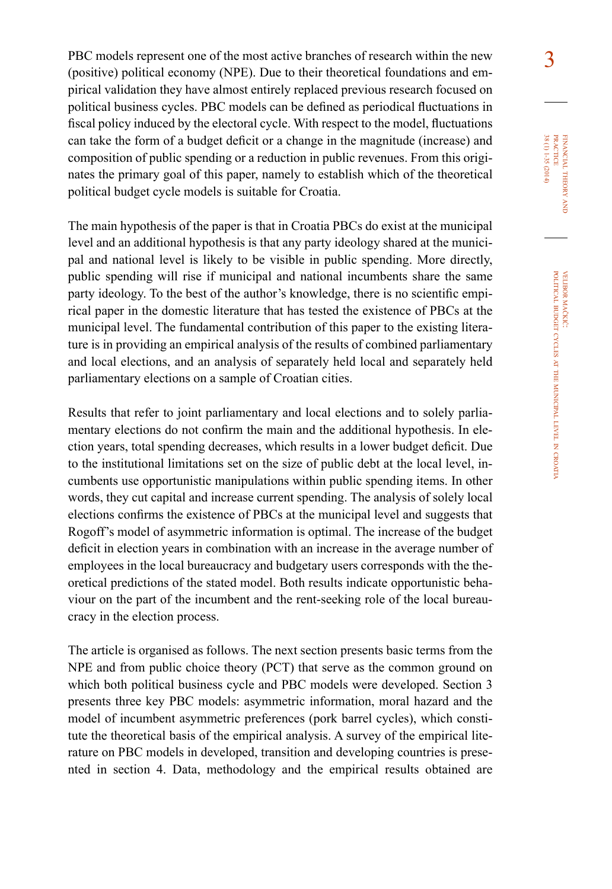PBC models represent one of the most active branches of research within the new (positive) political economy (NPE). Due to their theoretical foundations and empirical validation they have almost entirely replaced previous research focused on political business cycles. PBC models can be defined as periodical fluctuations in fiscal policy induced by the electoral cycle. With respect to the model, fluctuations can take the form of a budget deficit or a change in the magnitude (increase) and composition of public spending or a reduction in public revenues. From this originates the primary goal of this paper, namely to establish which of the theoretical political budget cycle models is suitable for Croatia.

The main hypothesis of the paper is that in Croatia PBCs do exist at the municipal level and an additional hypothesis is that any party ideology shared at the municipal and national level is likely to be visible in public spending. More directly, public spending will rise if municipal and national incumbents share the same party ideology. To the best of the author's knowledge, there is no scientific empirical paper in the domestic literature that has tested the existence of PBCs at the municipal level. The fundamental contribution of this paper to the existing literature is in providing an empirical analysis of the results of combined parliamentary and local elections, and an analysis of separately held local and separately held parliamentary elections on a sample of Croatian cities.

Results that refer to joint parliamentary and local elections and to solely parliamentary elections do not confirm the main and the additional hypothesis. In election years, total spending decreases, which results in a lower budget deficit. Due to the institutional limitations set on the size of public debt at the local level, incumbents use opportunistic manipulations within public spending items. In other words, they cut capital and increase current spending. The analysis of solely local elections confirms the existence of PBCs at the municipal level and suggests that Rogoff's model of asymmetric information is optimal. The increase of the budget deficit in election years in combination with an increase in the average number of employees in the local bureaucracy and budgetary users corresponds with the theoretical predictions of the stated model. Both results indicate opportunistic behaviour on the part of the incumbent and the rent-seeking role of the local bureaucracy in the election process.

The article is organised as follows. The next section presents basic terms from the NPE and from public choice theory (PCT) that serve as the common ground on which both political business cycle and PBC models were developed. Section 3 presents three key PBC models: asymmetric information, moral hazard and the model of incumbent asymmetric preferences (pork barrel cycles), which constitute the theoretical basis of the empirical analysis. A survey of the empirical literature on PBC models in developed, transition and developing countries is presented in section 4. Data, methodology and the empirical results obtained are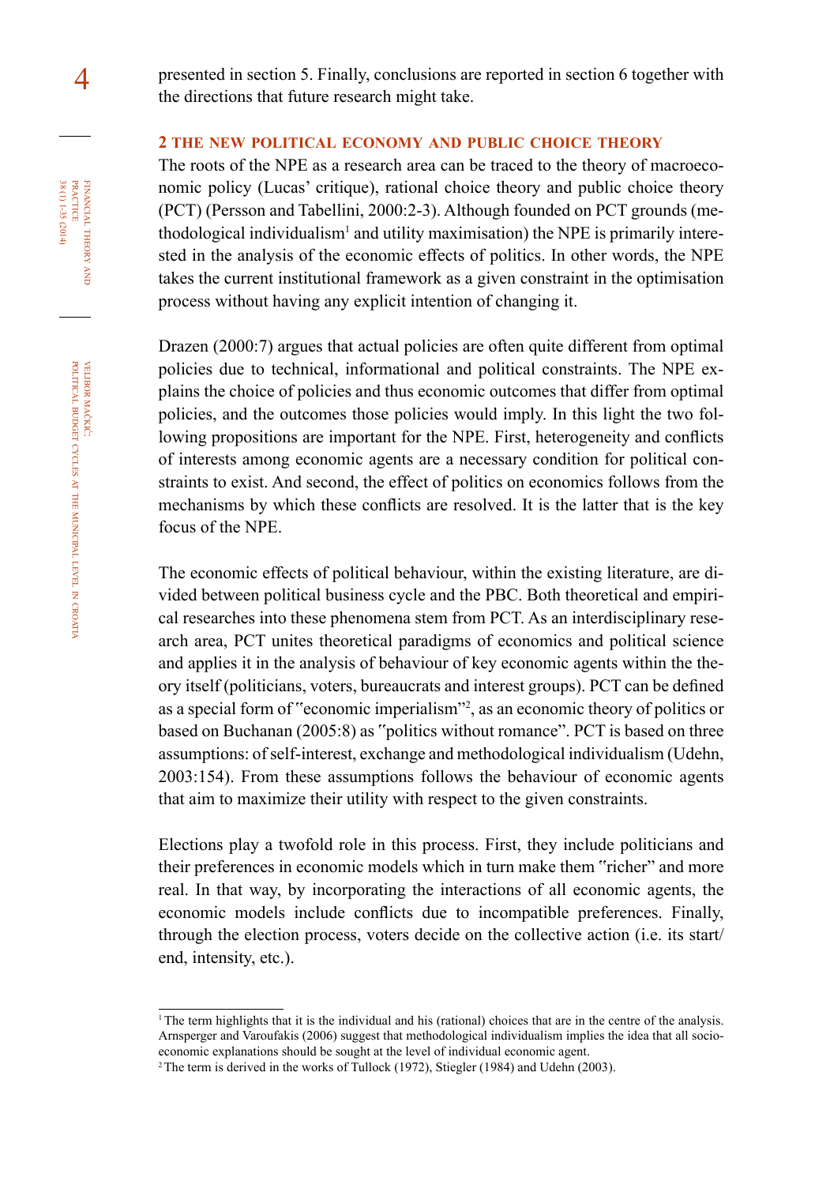presented in section 5. Finally, conclusions are reported in section 6 together with the directions that future research might take.

## 2 THE NEW POLITICAL ECONOMY AND PUBLIC CHOICE THEORY

The roots of the NPE as a research area can be traced to the theory of macroeconomic policy (Lucas' critique), rational choice theory and public choice theory (PCT) (Persson and Tabellini, 2000:2-3). Although founded on PCT grounds (methodological individualism[1] and utility maximisation) the NPE is primarily interested in the analysis of the economic effects of politics. In other words, the NPE takes the current institutional framework as a given constraint in the optimisation process without having any explicit intention of changing it.

Drazen (2000:7) argues that actual policies are often quite different from optimal policies due to technical, informational and political constraints. The NPE explains the choice of policies and thus economic outcomes that differ from optimal policies, and the outcomes those policies would imply. In this light the two following propositions are important for the NPE. First, heterogeneity and conflicts of interests among economic agents are a necessary condition for political constraints to exist. And second, the effect of politics on economics follows from the mechanisms by which these conflicts are resolved. It is the latter that is the key focus of the NPE.

The economic effects of political behaviour, within the existing literature, are divided between political business cycle and the PBC. Both theoretical and empirical researches into these phenomena stem from PCT. As an interdisciplinary research area, PCT unites theoretical paradigms of economics and political science and applies it in the analysis of behaviour of key economic agents within the theory itself (politicians, voters, bureaucrats and interest groups). PCT can be defined as a special form of "economic imperialism"[2], as an economic theory of politics or based on Buchanan (2005:8) as "politics without romance". PCT is based on three assumptions: of self-interest, exchange and methodological individualism (Udehn, 2003:154). From these assumptions follows the behaviour of economic agents that aim to maximize their utility with respect to the given constraints.

Elections play a twofold role in this process. First, they include politicians and their preferences in economic models which in turn make them "richer" and more real. In that way, by incorporating the interactions of all economic agents, the economic models include conflicts due to incompatible preferences. Finally, through the election process, voters decide on the collective action (i.e. its start/end, intensity, etc.).

---

[1] The term highlights that it is the individual and his (rational) choices that are in the centre of the analysis. Arnsperger and Varoufakis (2006) suggest that methodological individualism implies the idea that all socio-economic explanations should be sought at the level of individual economic agent.

[2] The term is derived in the works of Tullock (1972), Stiegler (1984) and Udehn (2003).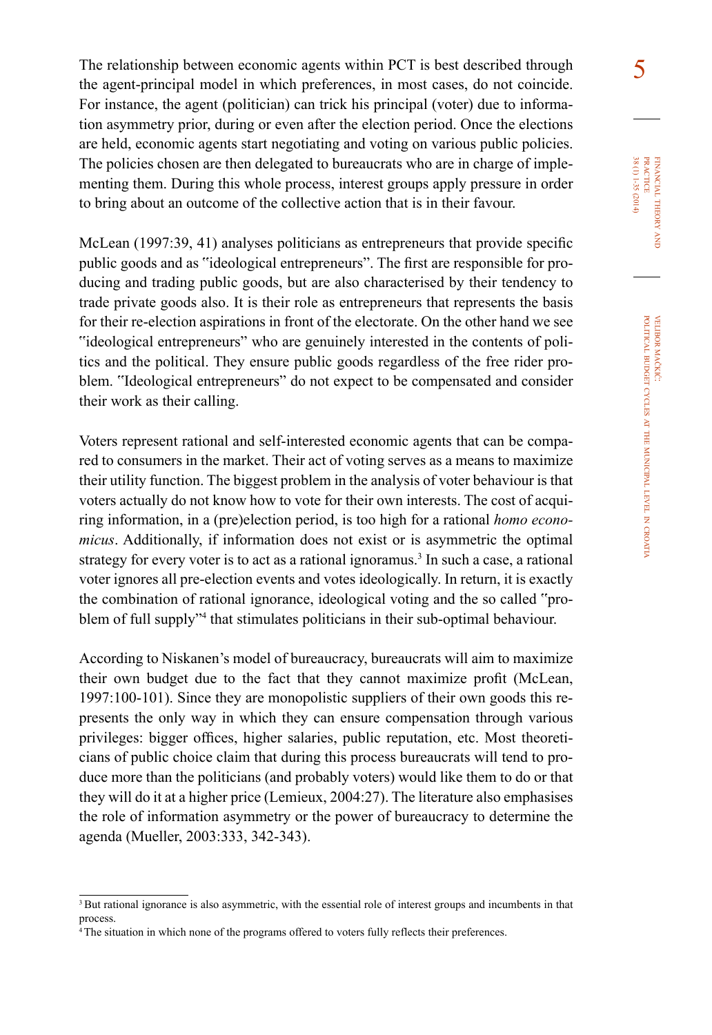The relationship between economic agents within PCT is best described through the agent-principal model in which preferences, in most cases, do not coincide. For instance, the agent (politician) can trick his principal (voter) due to information asymmetry prior, during or even after the election period. Once the elections are held, economic agents start negotiating and voting on various public policies. The policies chosen are then delegated to bureaucrats who are in charge of implementing them. During this whole process, interest groups apply pressure in order to bring about an outcome of the collective action that is in their favour.

McLean (1997:39, 41) analyses politicians as entrepreneurs that provide specific public goods and as "ideological entrepreneurs". The first are responsible for producing and trading public goods, but are also characterised by their tendency to trade private goods also. It is their role as entrepreneurs that represents the basis for their re-election aspirations in front of the electorate. On the other hand we see "ideological entrepreneurs" who are genuinely interested in the contents of politics and the political. They ensure public goods regardless of the free rider problem. "Ideological entrepreneurs" do not expect to be compensated and consider their work as their calling.

Voters represent rational and self-interested economic agents that can be compared to consumers in the market. Their act of voting serves as a means to maximize their utility function. The biggest problem in the analysis of voter behaviour is that voters actually do not know how to vote for their own interests. The cost of acquiring information, in a (pre)election period, is too high for a rational *homo economicus*. Additionally, if information does not exist or is asymmetric the optimal strategy for every voter is to act as a rational ignoramus.[3] In such a case, a rational voter ignores all pre-election events and votes ideologically. In return, it is exactly the combination of rational ignorance, ideological voting and the so called "problem of full supply"[4] that stimulates politicians in their sub-optimal behaviour.

According to Niskanen's model of bureaucracy, bureaucrats will aim to maximize their own budget due to the fact that they cannot maximize profit (McLean, 1997:100-101). Since they are monopolistic suppliers of their own goods this represents the only way in which they can ensure compensation through various privileges: bigger offices, higher salaries, public reputation, etc. Most theoreticians of public choice claim that during this process bureaucrats will tend to produce more than the politicians (and probably voters) would like them to do or that they will do it at a higher price (Lemieux, 2004:27). The literature also emphasises the role of information asymmetry or the power of bureaucracy to determine the agenda (Mueller, 2003:333, 342-343).

---

[3] But rational ignorance is also asymmetric, with the essential role of interest groups and incumbents in that process.

[4] The situation in which none of the programs offered to voters fully reflects their preferences.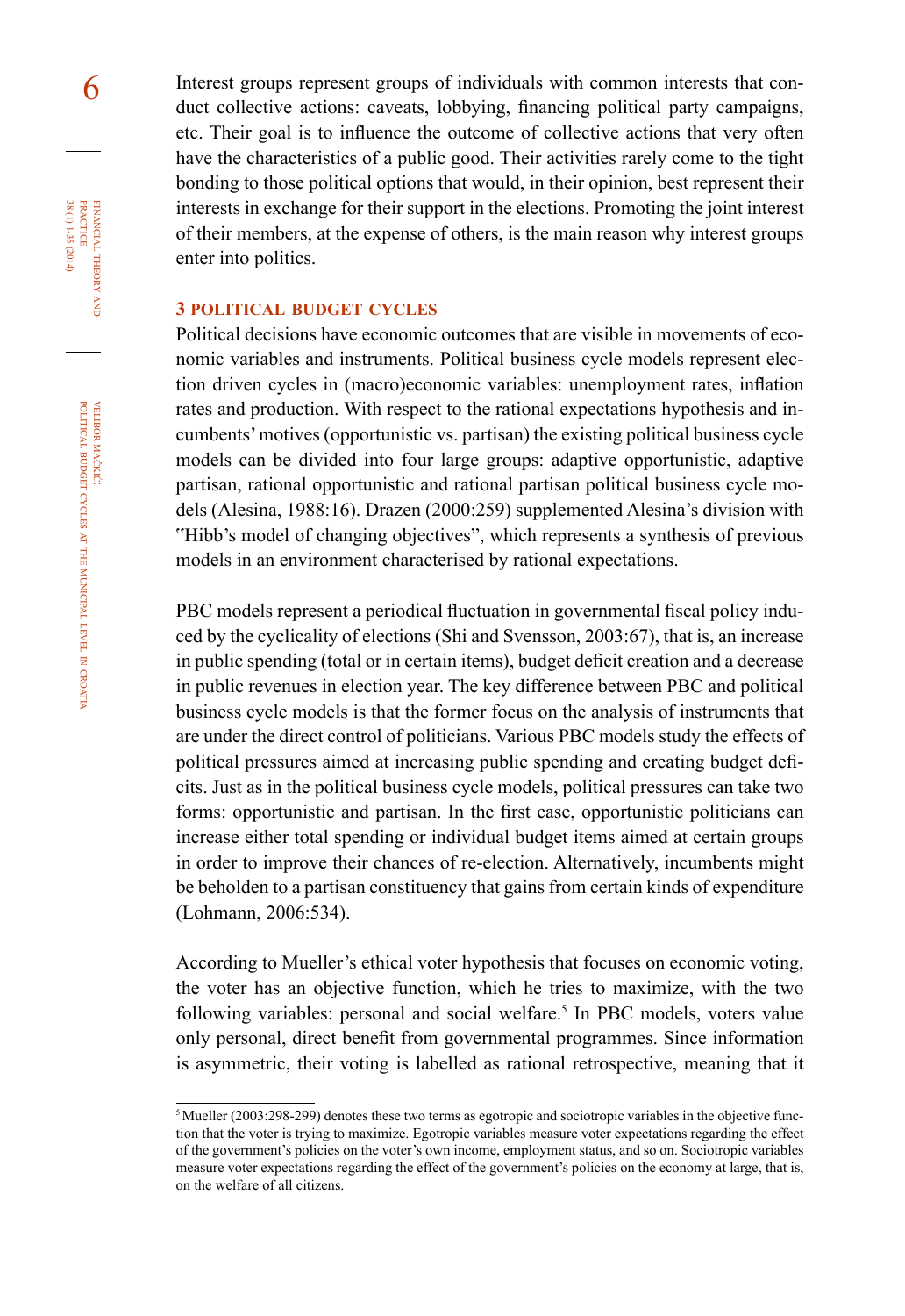Interest groups represent groups of individuals with common interests that conduct collective actions: caveats, lobbying, financing political party campaigns, etc. Their goal is to influence the outcome of collective actions that very often have the characteristics of a public good. Their activities rarely come to the tight bonding to those political options that would, in their opinion, best represent their interests in exchange for their support in the elections. Promoting the joint interest of their members, at the expense of others, is the main reason why interest groups enter into politics.

## 3 POLITICAL BUDGET CYCLES

Political decisions have economic outcomes that are visible in movements of economic variables and instruments. Political business cycle models represent election driven cycles in (macro)economic variables: unemployment rates, inflation rates and production. With respect to the rational expectations hypothesis and incumbents' motives (opportunistic vs. partisan) the existing political business cycle models can be divided into four large groups: adaptive opportunistic, adaptive partisan, rational opportunistic and rational partisan political business cycle models (Alesina, 1988:16). Drazen (2000:259) supplemented Alesina's division with "Hibb's model of changing objectives", which represents a synthesis of previous models in an environment characterised by rational expectations.

PBC models represent a periodical fluctuation in governmental fiscal policy induced by the cyclicality of elections (Shi and Svensson, 2003:67), that is, an increase in public spending (total or in certain items), budget deficit creation and a decrease in public revenues in election year. The key difference between PBC and political business cycle models is that the former focus on the analysis of instruments that are under the direct control of politicians. Various PBC models study the effects of political pressures aimed at increasing public spending and creating budget deficits. Just as in the political business cycle models, political pressures can take two forms: opportunistic and partisan. In the first case, opportunistic politicians can increase either total spending or individual budget items aimed at certain groups in order to improve their chances of re-election. Alternatively, incumbents might be beholden to a partisan constituency that gains from certain kinds of expenditure (Lohmann, 2006:534).

According to Mueller's ethical voter hypothesis that focuses on economic voting, the voter has an objective function, which he tries to maximize, with the two following variables: personal and social welfare.[5] In PBC models, voters value only personal, direct benefit from governmental programmes. Since information is asymmetric, their voting is labelled as rational retrospective, meaning that it

---

[5] Mueller (2003:298-299) denotes these two terms as egotropic and sociotropic variables in the objective function that the voter is trying to maximize. Egotropic variables measure voter expectations regarding the effect of the government's policies on the voter's own income, employment status, and so on. Sociotropic variables measure voter expectations regarding the effect of the government's policies on the economy at large, that is, on the welfare of all citizens.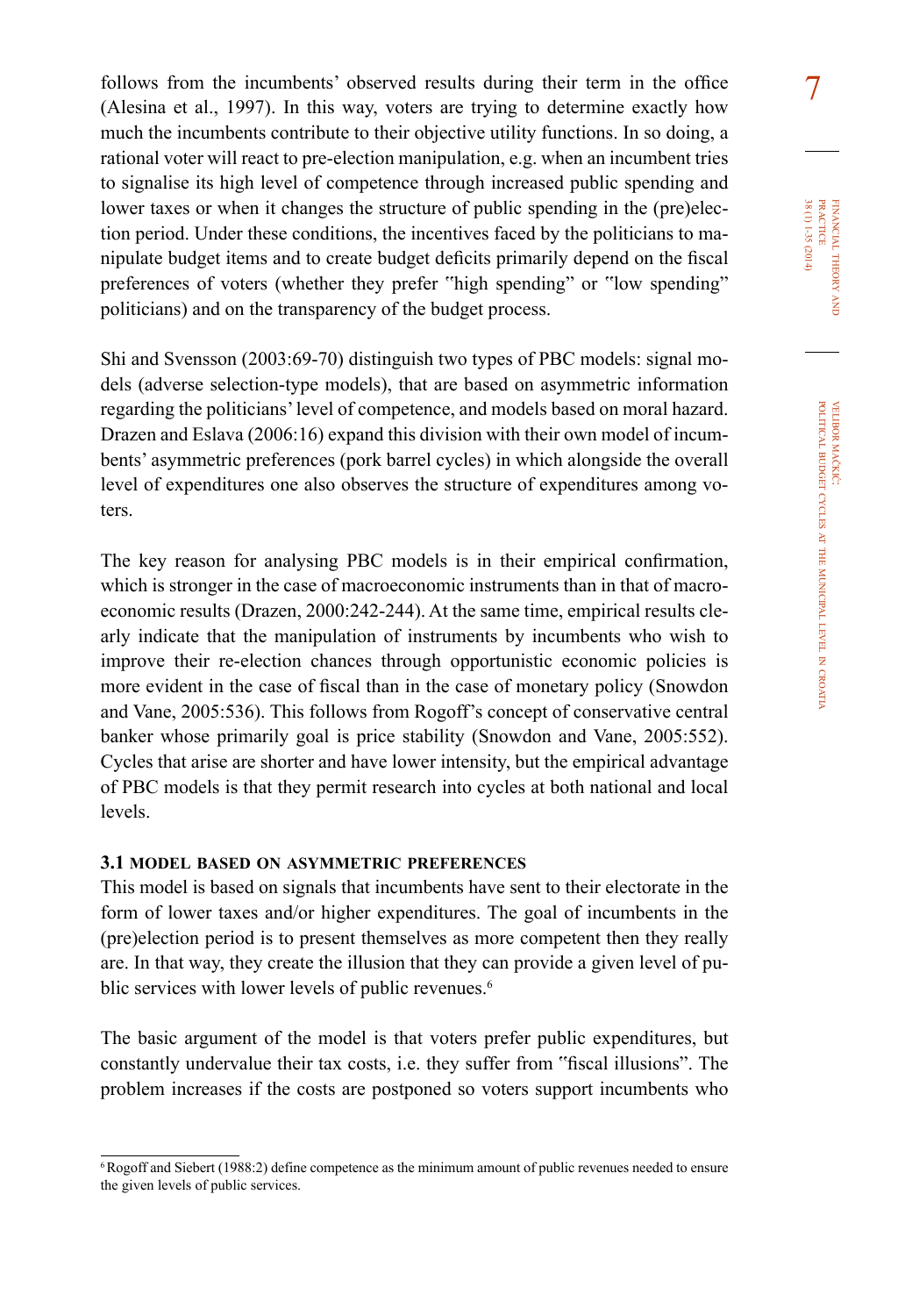follows from the incumbents' observed results during their term in the office (Alesina et al., 1997). In this way, voters are trying to determine exactly how much the incumbents contribute to their objective utility functions. In so doing, a rational voter will react to pre-election manipulation, e.g. when an incumbent tries to signalise its high level of competence through increased public spending and lower taxes or when it changes the structure of public spending in the (pre)election period. Under these conditions, the incentives faced by the politicians to manipulate budget items and to create budget deficits primarily depend on the fiscal preferences of voters (whether they prefer "high spending" or "low spending" politicians) and on the transparency of the budget process.

Shi and Svensson (2003:69-70) distinguish two types of PBC models: signal models (adverse selection-type models), that are based on asymmetric information regarding the politicians' level of competence, and models based on moral hazard. Drazen and Eslava (2006:16) expand this division with their own model of incumbents' asymmetric preferences (pork barrel cycles) in which alongside the overall level of expenditures one also observes the structure of expenditures among voters.

The key reason for analysing PBC models is in their empirical confirmation, which is stronger in the case of macroeconomic instruments than in that of macroeconomic results (Drazen, 2000:242-244). At the same time, empirical results clearly indicate that the manipulation of instruments by incumbents who wish to improve their re-election chances through opportunistic economic policies is more evident in the case of fiscal than in the case of monetary policy (Snowdon and Vane, 2005:536). This follows from Rogoff's concept of conservative central banker whose primarily goal is price stability (Snowdon and Vane, 2005:552). Cycles that arise are shorter and have lower intensity, but the empirical advantage of PBC models is that they permit research into cycles at both national and local levels.

### 3.1 MODEL BASED ON ASYMMETRIC PREFERENCES

This model is based on signals that incumbents have sent to their electorate in the form of lower taxes and/or higher expenditures. The goal of incumbents in the (pre)election period is to present themselves as more competent then they really are. In that way, they create the illusion that they can provide a given level of public services with lower levels of public revenues.[6]

The basic argument of the model is that voters prefer public expenditures, but constantly undervalue their tax costs, i.e. they suffer from "fiscal illusions". The problem increases if the costs are postponed so voters support incumbents who

---

[6] Rogoff and Siebert (1988:2) define competence as the minimum amount of public revenues needed to ensure the given levels of public services.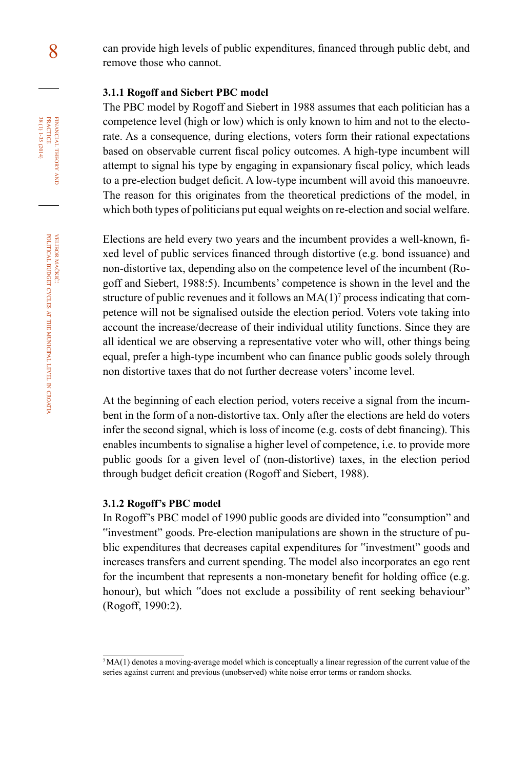can provide high levels of public expenditures, financed through public debt, and remove those who cannot.

### 3.1.1 Rogoff and Siebert PBC model

The PBC model by Rogoff and Siebert in 1988 assumes that each politician has a competence level (high or low) which is only known to him and not to the electorate. As a consequence, during elections, voters form their rational expectations based on observable current fiscal policy outcomes. A high-type incumbent will attempt to signal his type by engaging in expansionary fiscal policy, which leads to a pre-election budget deficit. A low-type incumbent will avoid this manoeuvre. The reason for this originates from the theoretical predictions of the model, in which both types of politicians put equal weights on re-election and social welfare.

Elections are held every two years and the incumbent provides a well-known, fixed level of public services financed through distortive (e.g. bond issuance) and non-distortive tax, depending also on the competence level of the incumbent (Rogoff and Siebert, 1988:5). Incumbents' competence is shown in the level and the structure of public revenues and it follows an MA(1)[7] process indicating that competence will not be signalised outside the election period. Voters vote taking into account the increase/decrease of their individual utility functions. Since they are all identical we are observing a representative voter who will, other things being equal, prefer a high-type incumbent who can finance public goods solely through non distortive taxes that do not further decrease voters' income level.

At the beginning of each election period, voters receive a signal from the incumbent in the form of a non-distortive tax. Only after the elections are held do voters infer the second signal, which is loss of income (e.g. costs of debt financing). This enables incumbents to signalise a higher level of competence, i.e. to provide more public goods for a given level of (non-distortive) taxes, in the election period through budget deficit creation (Rogoff and Siebert, 1988).

### 3.1.2 Rogoff's PBC model

In Rogoff's PBC model of 1990 public goods are divided into "consumption" and "investment" goods. Pre-election manipulations are shown in the structure of public expenditures that decreases capital expenditures for "investment" goods and increases transfers and current spending. The model also incorporates an ego rent for the incumbent that represents a non-monetary benefit for holding office (e.g. honour), but which "does not exclude a possibility of rent seeking behaviour" (Rogoff, 1990:2).

---

[7] MA(1) denotes a moving-average model which is conceptually a linear regression of the current value of the series against current and previous (unobserved) white noise error terms or random shocks.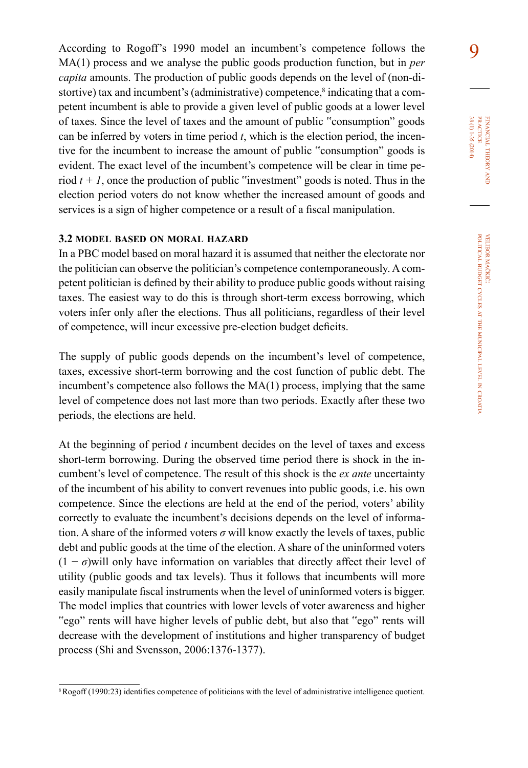According to Rogoff's 1990 model an incumbent's competence follows the MA(1) process and we analyse the public goods production function, but in *per capita* amounts. The production of public goods depends on the level of (non-distortive) tax and incumbent's (administrative) competence,[8] indicating that a competent incumbent is able to provide a given level of public goods at a lower level of taxes. Since the level of taxes and the amount of public "consumption" goods can be inferred by voters in time period $t$, which is the election period, the incentive for the incumbent to increase the amount of public "consumption" goods is evident. The exact level of the incumbent's competence will be clear in time period $t + 1$, once the production of public "investment" goods is noted. Thus in the election period voters do not know whether the increased amount of goods and services is a sign of higher competence or a result of a fiscal manipulation.

### 3.2 MODEL BASED ON MORAL HAZARD

In a PBC model based on moral hazard it is assumed that neither the electorate nor the politician can observe the politician's competence contemporaneously. A competent politician is defined by their ability to produce public goods without raising taxes. The easiest way to do this is through short-term excess borrowing, which voters infer only after the elections. Thus all politicians, regardless of their level of competence, will incur excessive pre-election budget deficits.

The supply of public goods depends on the incumbent's level of competence, taxes, excessive short-term borrowing and the cost function of public debt. The incumbent's competence also follows the MA(1) process, implying that the same level of competence does not last more than two periods. Exactly after these two periods, the elections are held.

At the beginning of period $t$ incumbent decides on the level of taxes and excess short-term borrowing. During the observed time period there is shock in the incumbent's level of competence. The result of this shock is the *ex ante* uncertainty of the incumbent of his ability to convert revenues into public goods, i.e. his own competence. Since the elections are held at the end of the period, voters' ability correctly to evaluate the incumbent's decisions depends on the level of information. A share of the informed voters $\sigma$ will know exactly the levels of taxes, public debt and public goods at the time of the election. A share of the uninformed voters $(1 - \sigma)$will only have information on variables that directly affect their level of utility (public goods and tax levels). Thus it follows that incumbents will more easily manipulate fiscal instruments when the level of uninformed voters is bigger. The model implies that countries with lower levels of voter awareness and higher "ego" rents will have higher levels of public debt, but also that "ego" rents will decrease with the development of institutions and higher transparency of budget process (Shi and Svensson, 2006:1376-1377).

---

[8] Rogoff (1990:23) identifies competence of politicians with the level of administrative intelligence quotient.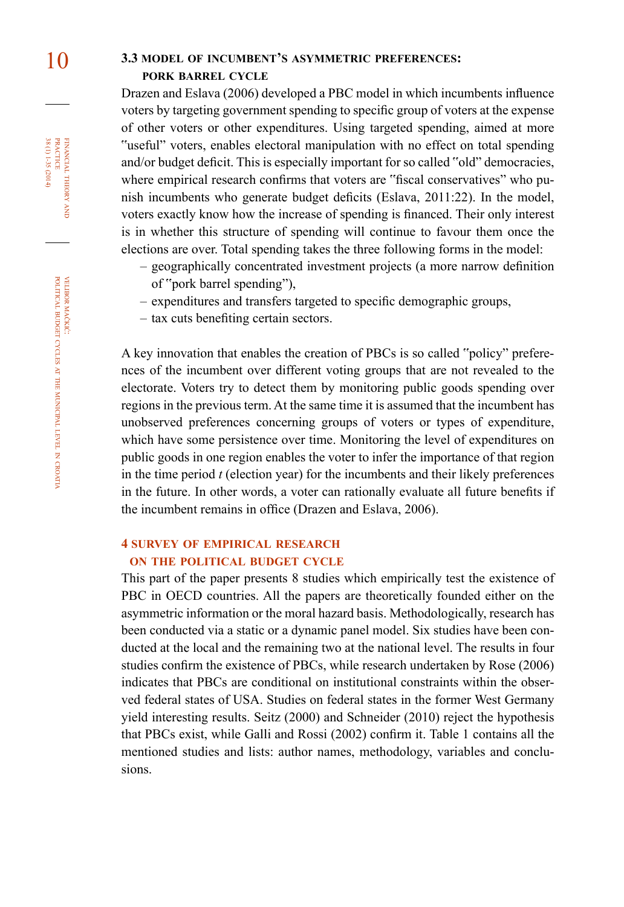### 3.3 MODEL OF INCUMBENT'S ASYMMETRIC PREFERENCES: PORK BARREL CYCLE

Drazen and Eslava (2006) developed a PBC model in which incumbents influence voters by targeting government spending to specific group of voters at the expense of other voters or other expenditures. Using targeted spending, aimed at more "useful" voters, enables electoral manipulation with no effect on total spending and/or budget deficit. This is especially important for so called "old" democracies, where empirical research confirms that voters are "fiscal conservatives" who punish incumbents who generate budget deficits (Eslava, 2011:22). In the model, voters exactly know how the increase of spending is financed. Their only interest is in whether this structure of spending will continue to favour them once the elections are over. Total spending takes the three following forms in the model:

- geographically concentrated investment projects (a more narrow definition of "pork barrel spending"),
- expenditures and transfers targeted to specific demographic groups,
- tax cuts benefiting certain sectors.

A key innovation that enables the creation of PBCs is so called "policy" preferences of the incumbent over different voting groups that are not revealed to the electorate. Voters try to detect them by monitoring public goods spending over regions in the previous term. At the same time it is assumed that the incumbent has unobserved preferences concerning groups of voters or types of expenditure, which have some persistence over time. Monitoring the level of expenditures on public goods in one region enables the voter to infer the importance of that region in the time period $t$ (election year) for the incumbents and their likely preferences in the future. In other words, a voter can rationally evaluate all future benefits if the incumbent remains in office (Drazen and Eslava, 2006).

## 4 SURVEY OF EMPIRICAL RESEARCH ON THE POLITICAL BUDGET CYCLE

This part of the paper presents 8 studies which empirically test the existence of PBC in OECD countries. All the papers are theoretically founded either on the asymmetric information or the moral hazard basis. Methodologically, research has been conducted via a static or a dynamic panel model. Six studies have been conducted at the local and the remaining two at the national level. The results in four studies confirm the existence of PBCs, while research undertaken by Rose (2006) indicates that PBCs are conditional on institutional constraints within the observed federal states of USA. Studies on federal states in the former West Germany yield interesting results. Seitz (2000) and Schneider (2010) reject the hypothesis that PBCs exist, while Galli and Rossi (2002) confirm it. Table 1 contains all the mentioned studies and lists: author names, methodology, variables and conclusions.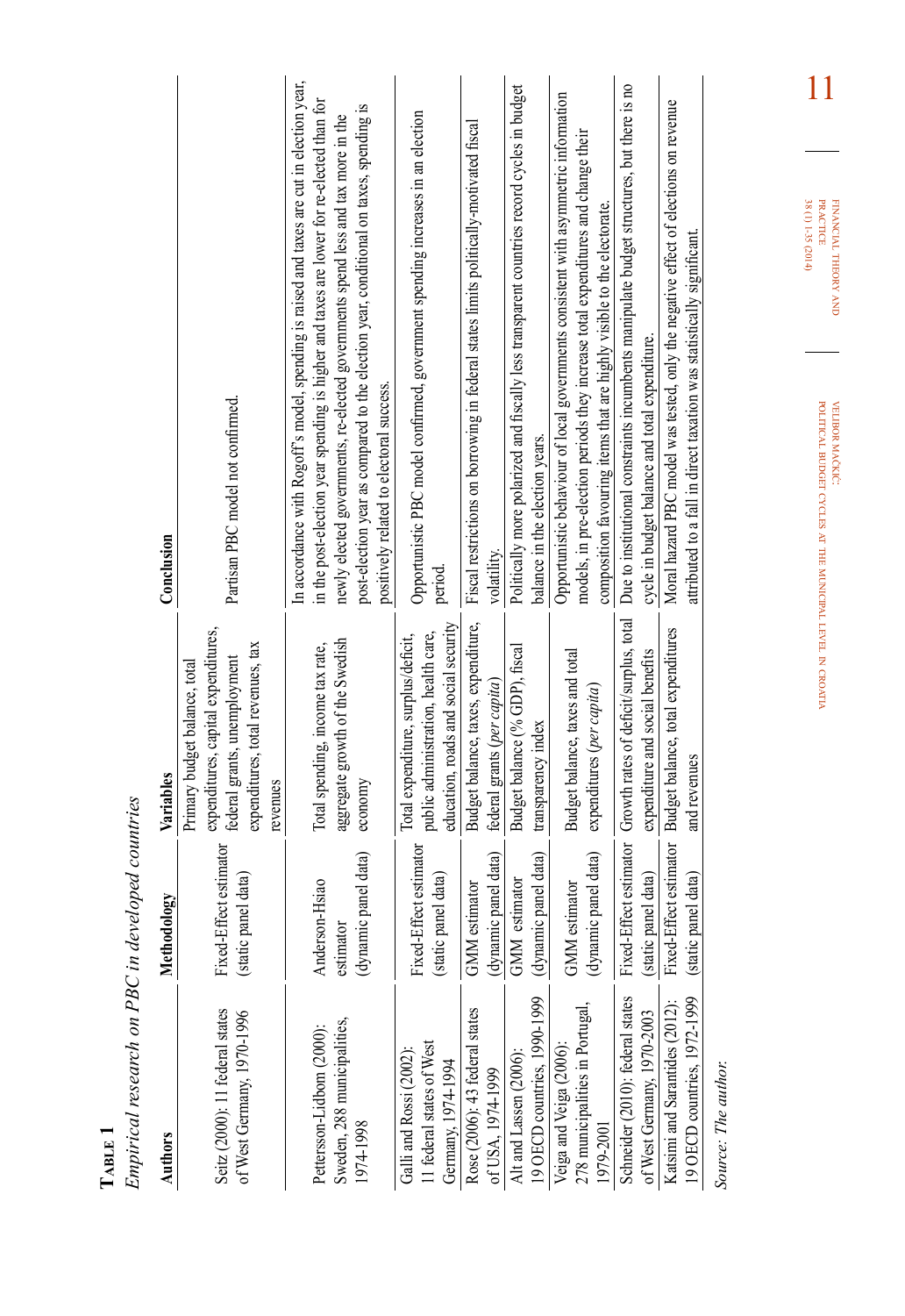**Table 1**

*Empirical research on PBC in developed countries*

| Authors | Methodology | Variables | Conclusion |
|---|---|---|---|
| Seitz (2000): 11 federal states of West Germany, 1970-1996 | Fixed-Effect estimator (static panel data) | Primary budget balance, total expenditures, capital expenditures, federal grants, unemployment expenditures, total revenues, tax revenues | Partisan PBC model not confirmed. |
| Pettersson-Lidbom (2000): Sweden, 288 municipalities, 1974-1998 | Anderson-Hsiao estimator (dynamic panel data) | Total spending, income tax rate, aggregate growth of the Swedish economy | In accordance with Rogoff's model, spending is raised and taxes are cut in election year, in the post-election year spending is higher and taxes are lower for re-elected than for newly elected governments, re-elected governments spend less and tax more in the post-election year as compared to the election year, conditional on taxes, spending is positively related to electoral success. |
| Galli and Rossi (2002): 11 federal states of West Germany, 1974-1994 | Fixed-Effect estimator (static panel data) | Total expenditure, surplus/deficit, public administration, health care, education, roads and social security | Opportunistic PBC model confirmed, government spending increases in an election period. |
| Rose (2006): 43 federal states of USA, 1974-1999 | GMM estimator (dynamic panel data) | Budget balance, taxes, expenditure, federal grants (*per capita*) | Fiscal restrictions on borrowing in federal states limits politically-motivated fiscal volatility. |
| Alt and Lassen (2006): 19 OECD countries, 1990-1999 | GMM estimator (dynamic panel data) | Budget balance (% GDP), fiscal transparency index | Politically more polarized and fiscally less transparent countries record cycles in budget balance in the election years. |
| Veiga and Veiga (2006): 278 municipalities in Portugal, 1979-2001 | GMM estimator (dynamic panel data) | Budget balance, taxes and total expenditures (*per capita*) | Opportunistic behaviour of local governments consistent with asymmetric information models, in pre-election periods they increase total expenditures and change their composition favouring items that are highly visible to the electorate. |
| Schneider (2010): federal states of West Germany, 1970-2003 | Fixed-Effect estimator (static panel data) | Growth rates of deficit/surplus, total expenditure and social benefits | Due to institutional constraints incumbents manipulate budget structures, but there is no cycle in budget balance and total expenditure. |
| Katsimi and Sarantides (2012): 19 OECD countries, 1972-1999 | Fixed-Effect estimator (static panel data) | Budget balance, total expenditures and revenues | Moral hazard PBC model was tested, only the negative effect of elections on revenue attributed to a fall in direct taxation was statistically significant. |

*Source: The author.*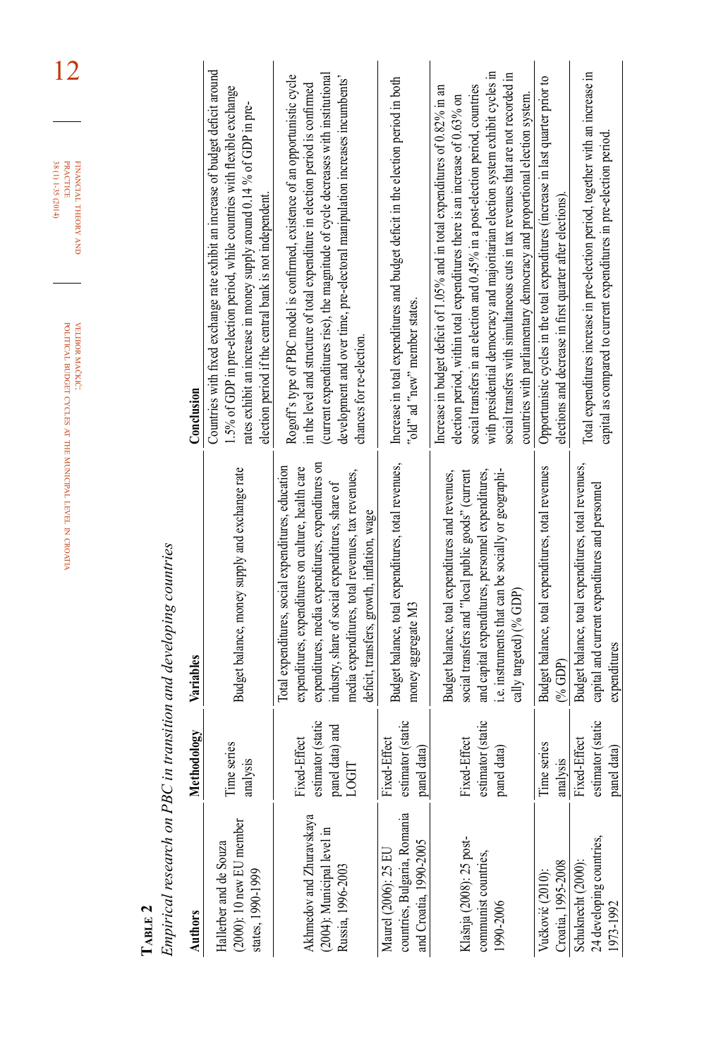**TABLE 2**

*Empirical research on PBC in transition and developing countries*

| Authors | Methodology | Variables | Conclusion |
|---|---|---|---|
| Hallerber and de Souza (2000): 10 new EU member states, 1990-1999 | Time series analysis | Budget balance, money supply and exchange rate | Countries with fixed exchange rate exhibit an increase of budget deficit around 1.5% of GDP in pre-election period, while countries with flexible exchange rates exhibit an increase in money supply around 0.14 % of GDP in pre-election period if the central bank is not independent. |
| Akhmedov and Zhuravskaya (2004): Municipal level in Russia, 1996-2003 | Fixed-Effect estimator (static panel data) and LOGIT | Total expenditures, social expenditures, education expenditures, expenditures on culture, health care expenditures, media expenditures, expenditures on industry, share of social expenditures, share of media expenditures, total revenues, tax revenues, deficit, transfers, growth, inflation, wage | Rogoff's type of PBC model is confirmed, existence of an opportunistic cycle in the level and structure of total expenditure in election period is confirmed (current expenditures rise), the magnitude of cycle decreases with institutional development and over time, pre-electoral manipulation increases incumbents' chances for re-election. |
| Maurel (2006): 25 EU countries, Bulgaria, Romania and Croatia, 1990-2005 | Fixed-Effect estimator (static panel data) | Budget balance, total expenditures, total revenues, money aggregate M3 | Increase in total expenditures and budget deficit in the election period in both "old" ad "new" member states. |
| Klašnja (2008): 25 post-communist countries, 1990-2006 | Fixed-Effect estimator (static panel data) | Budget balance, total expenditures and revenues, social transfers and "local public goods" (current and capital expenditures, personnel expenditures, i.e. instruments that can be socially or geographically targeted) (% GDP) | Increase in budget deficit of 1.05% and in total expenditures of 0.82% in an election period, within total expenditures there is an increase of 0.63% on social transfers in an election and 0.45% in a post-election period, countries with presidential democracy and majoritarian election system exhibit cycles in social transfers with simultaneous cuts in tax revenues that are not recorded in countries with parliamentary democracy and proportional election system. |
| Vučković (2010): Croatia, 1995-2008 | Time series analysis | Budget balance, total expenditures, total revenues (% GDP) | Opportunistic cycles in the total expenditures (increase in last quarter prior to elections and decrease in first quarter after elections). |
| Schuknecht (2000): 24 developing countries, 1973-1992 | Fixed-Effect estimator (static panel data) | Budget balance, total expenditures, total revenues, capital and current expenditures and personnel expenditures | Total expenditures increase in pre-election period, together with an increase in capital as compared to current expenditures in pre-election period. |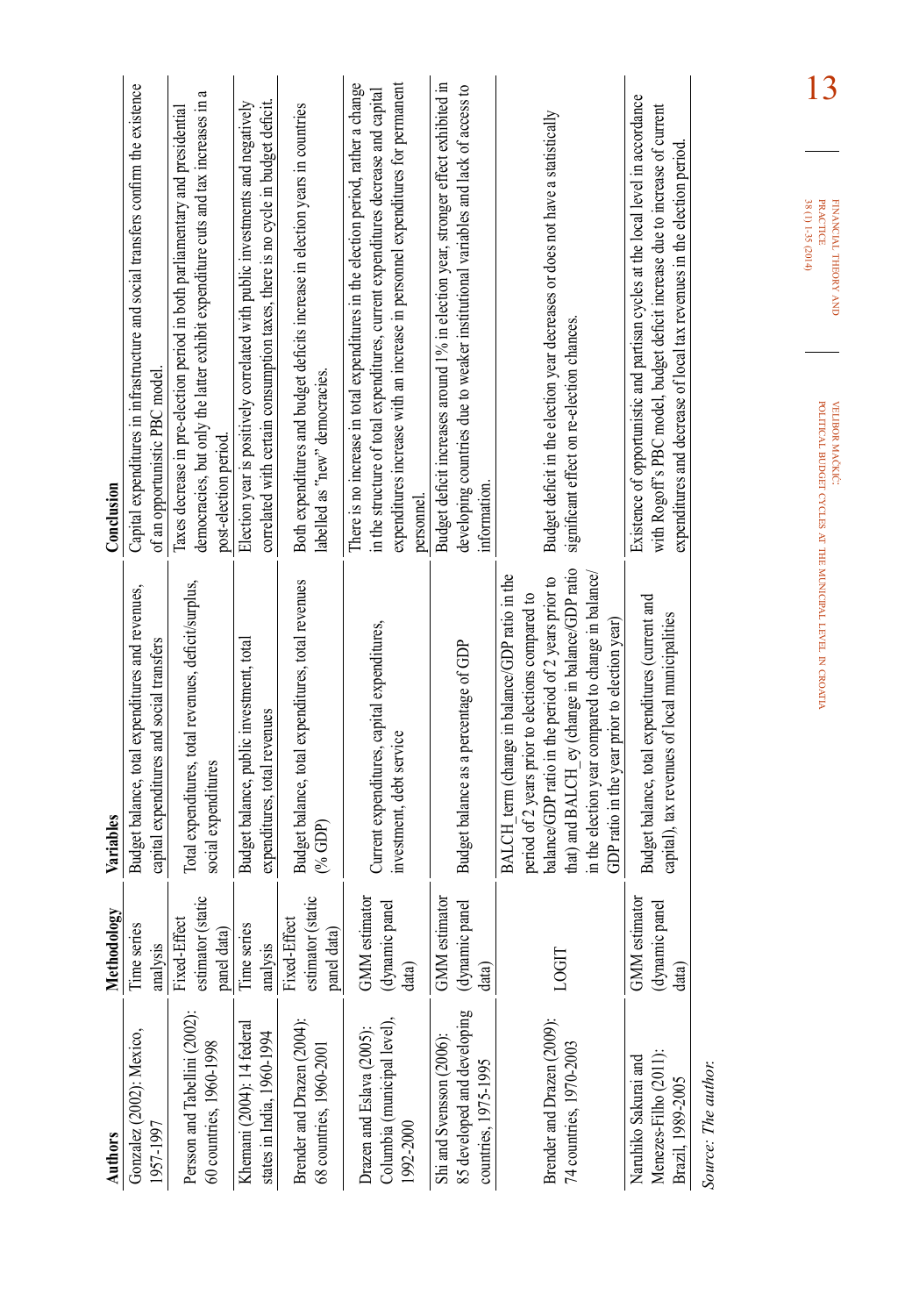| Authors | Methodology | Variables | Conclusion |
|---|---|---|---|
| Gonzalez (2002): Mexico, 1957-1997 | Time series analysis | Budget balance, total expenditures and revenues, capital expenditures and social transfers | Capital expenditures in infrastructure and social transfers confirm the existence of an opportunistic PBC model. |
| Persson and Tabellini (2002): 60 countries, 1960-1998 | Fixed-Effect estimator (static panel data) | Total expenditures, total revenues, deficit/surplus, social expenditures | Taxes decrease in pre-election period in both parliamentary and presidential democracies, but only the latter exhibit expenditure cuts and tax increases in a post-election period. |
| Khemani (2004): 14 federal states in India, 1960-1994 | Time series analysis | Budget balance, public investment, total expenditures, total revenues | Election year is positively correlated with public investments and negatively correlated with certain consumption taxes, there is no cycle in budget deficit. |
| Brender and Drazen (2004): 68 countries, 1960-2001 | Fixed-Effect estimator (static panel data) | Budget balance, total expenditures, total revenues (% GDP) | Both expenditures and budget deficits increase in election years in countries labelled as "new" democracies. |
| Drazen and Eslava (2005): Columbia (municipal level), 1992-2000 | GMM estimator (dynamic panel data) | Current expenditures, capital expenditures, investment, debt service | There is no increase in total expenditures in the election period, rather a change in the structure of total expenditures, current expenditures decrease and capital expenditures increase with an increase in personnel expenditures for permanent personnel. |
| Shi and Svensson (2006): 85 developed and developing countries, 1975-1995 | GMM estimator (dynamic panel data) | Budget balance as a percentage of GDP | Budget deficit increases around 1% in election year, stronger effect exhibited in developing countries due to weaker institutional variables and lack of access to information. |
| Brender and Drazen (2009): 74 countries, 1970-2003 | LOGIT | BALCH_term (change in balance/GDP ratio in the period of 2 years prior to elections compared to balance/GDP ratio in the period of 2 years prior to that) and BALCH_ey (change in balance/GDP ratio in the election year compared to change in balance/GDP ratio in the year prior to election year) | Budget deficit in the election year decreases or does not have a statistically significant effect on re-election chances. |
| Naruhiko Sakurai and Menezes-Filho (2011): Brazil, 1989-2005 | GMM estimator (dynamic panel data) | Budget balance, total expenditures (current and capital), tax revenues of local municipalities | Existence of opportunistic and partisan cycles at the local level in accordance with Rogoff's PBC model, budget deficit increase due to increase of current expenditures and decrease of local tax revenues in the election period. |

*Source: The author.*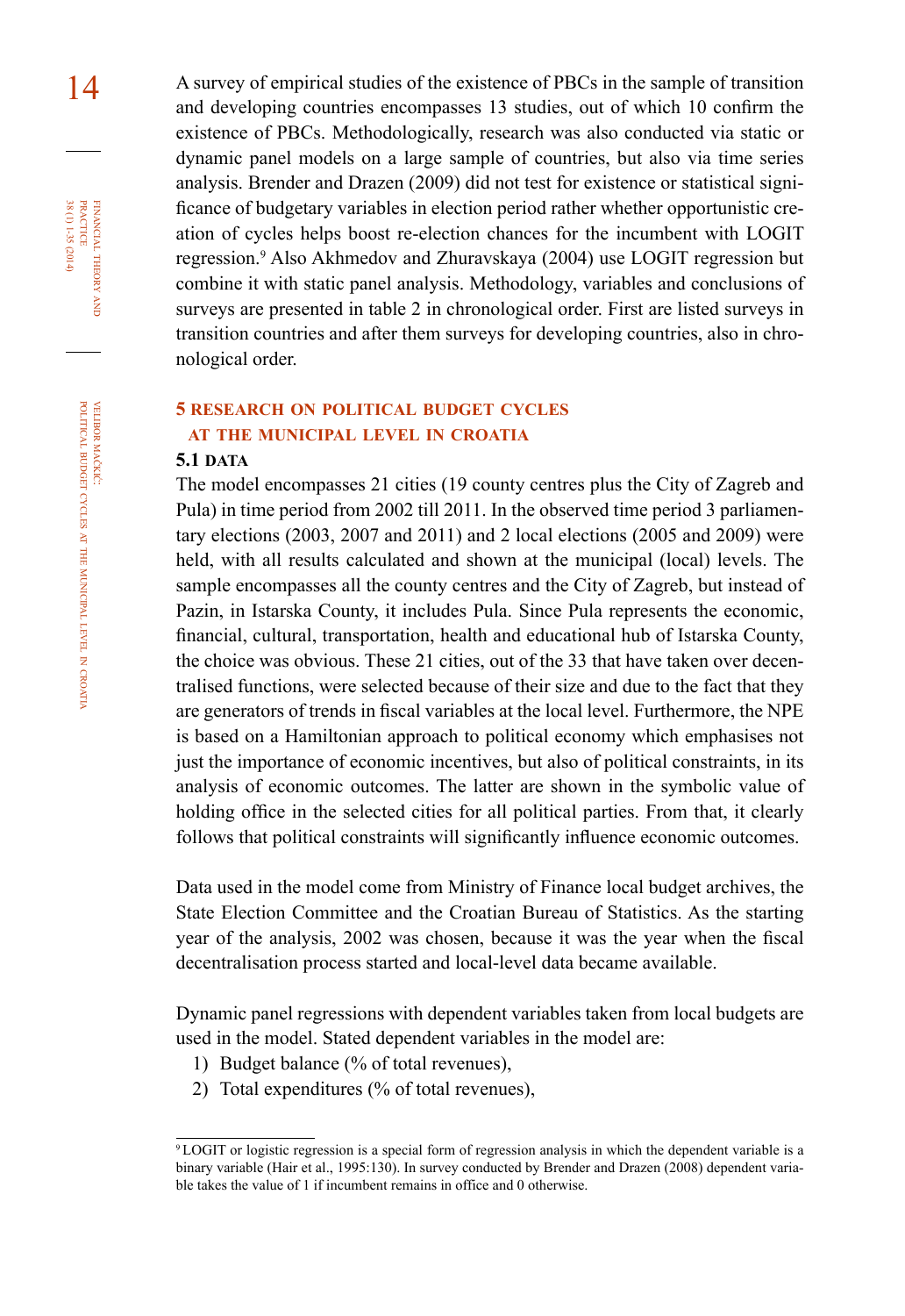A survey of empirical studies of the existence of PBCs in the sample of transition and developing countries encompasses 13 studies, out of which 10 confirm the existence of PBCs. Methodologically, research was also conducted via static or dynamic panel models on a large sample of countries, but also via time series analysis. Brender and Drazen (2009) did not test for existence or statistical significance of budgetary variables in election period rather whether opportunistic creation of cycles helps boost re-election chances for the incumbent with LOGIT regression.[9] Also Akhmedov and Zhuravskaya (2004) use LOGIT regression but combine it with static panel analysis. Methodology, variables and conclusions of surveys are presented in table 2 in chronological order. First are listed surveys in transition countries and after them surveys for developing countries, also in chronological order.

## 5 RESEARCH ON POLITICAL BUDGET CYCLES AT THE MUNICIPAL LEVEL IN CROATIA

### 5.1 DATA

The model encompasses 21 cities (19 county centres plus the City of Zagreb and Pula) in time period from 2002 till 2011. In the observed time period 3 parliamentary elections (2003, 2007 and 2011) and 2 local elections (2005 and 2009) were held, with all results calculated and shown at the municipal (local) levels. The sample encompasses all the county centres and the City of Zagreb, but instead of Pazin, in Istarska County, it includes Pula. Since Pula represents the economic, financial, cultural, transportation, health and educational hub of Istarska County, the choice was obvious. These 21 cities, out of the 33 that have taken over decentralised functions, were selected because of their size and due to the fact that they are generators of trends in fiscal variables at the local level. Furthermore, the NPE is based on a Hamiltonian approach to political economy which emphasises not just the importance of economic incentives, but also of political constraints, in its analysis of economic outcomes. The latter are shown in the symbolic value of holding office in the selected cities for all political parties. From that, it clearly follows that political constraints will significantly influence economic outcomes.

Data used in the model come from Ministry of Finance local budget archives, the State Election Committee and the Croatian Bureau of Statistics. As the starting year of the analysis, 2002 was chosen, because it was the year when the fiscal decentralisation process started and local-level data became available.

Dynamic panel regressions with dependent variables taken from local budgets are used in the model. Stated dependent variables in the model are:

1) Budget balance (% of total revenues),
2) Total expenditures (% of total revenues),

---

[9] LOGIT or logistic regression is a special form of regression analysis in which the dependent variable is a binary variable (Hair et al., 1995:130). In survey conducted by Brender and Drazen (2008) dependent variable takes the value of 1 if incumbent remains in office and 0 otherwise.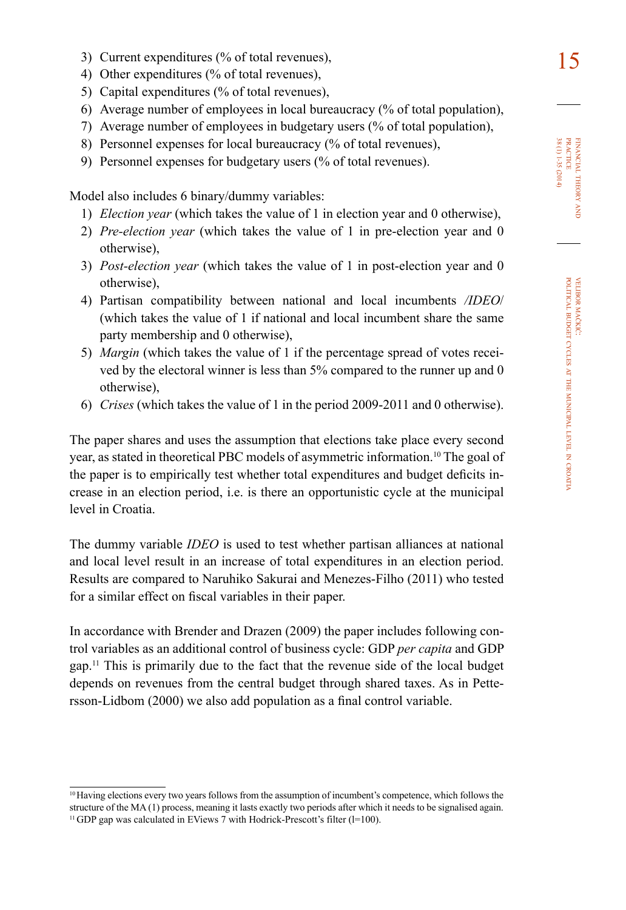3) Current expenditures (% of total revenues),
4) Other expenditures (% of total revenues),
5) Capital expenditures (% of total revenues),
6) Average number of employees in local bureaucracy (% of total population),
7) Average number of employees in budgetary users (% of total population),
8) Personnel expenses for local bureaucracy (% of total revenues),
9) Personnel expenses for budgetary users (% of total revenues).

Model also includes 6 binary/dummy variables:

1) *Election year* (which takes the value of 1 in election year and 0 otherwise),
2) *Pre-election year* (which takes the value of 1 in pre-election year and 0 otherwise),
3) *Post-election year* (which takes the value of 1 in post-election year and 0 otherwise),
4) Partisan compatibility between national and local incumbents /*IDEO*/ (which takes the value of 1 if national and local incumbent share the same party membership and 0 otherwise),
5) *Margin* (which takes the value of 1 if the percentage spread of votes received by the electoral winner is less than 5% compared to the runner up and 0 otherwise),
6) *Crises* (which takes the value of 1 in the period 2009-2011 and 0 otherwise).

The paper shares and uses the assumption that elections take place every second year, as stated in theoretical PBC models of asymmetric information.[10] The goal of the paper is to empirically test whether total expenditures and budget deficits increase in an election period, i.e. is there an opportunistic cycle at the municipal level in Croatia.

The dummy variable *IDEO* is used to test whether partisan alliances at national and local level result in an increase of total expenditures in an election period. Results are compared to Naruhiko Sakurai and Menezes-Filho (2011) who tested for a similar effect on fiscal variables in their paper.

In accordance with Brender and Drazen (2009) the paper includes following control variables as an additional control of business cycle: GDP *per capita* and GDP gap.[11] This is primarily due to the fact that the revenue side of the local budget depends on revenues from the central budget through shared taxes. As in Pettersson-Lidbom (2000) we also add population as a final control variable.

---

[10] Having elections every two years follows from the assumption of incumbent's competence, which follows the structure of the MA (1) process, meaning it lasts exactly two periods after which it needs to be signalised again.

[11] GDP gap was calculated in EViews 7 with Hodrick-Prescott's filter (l=100).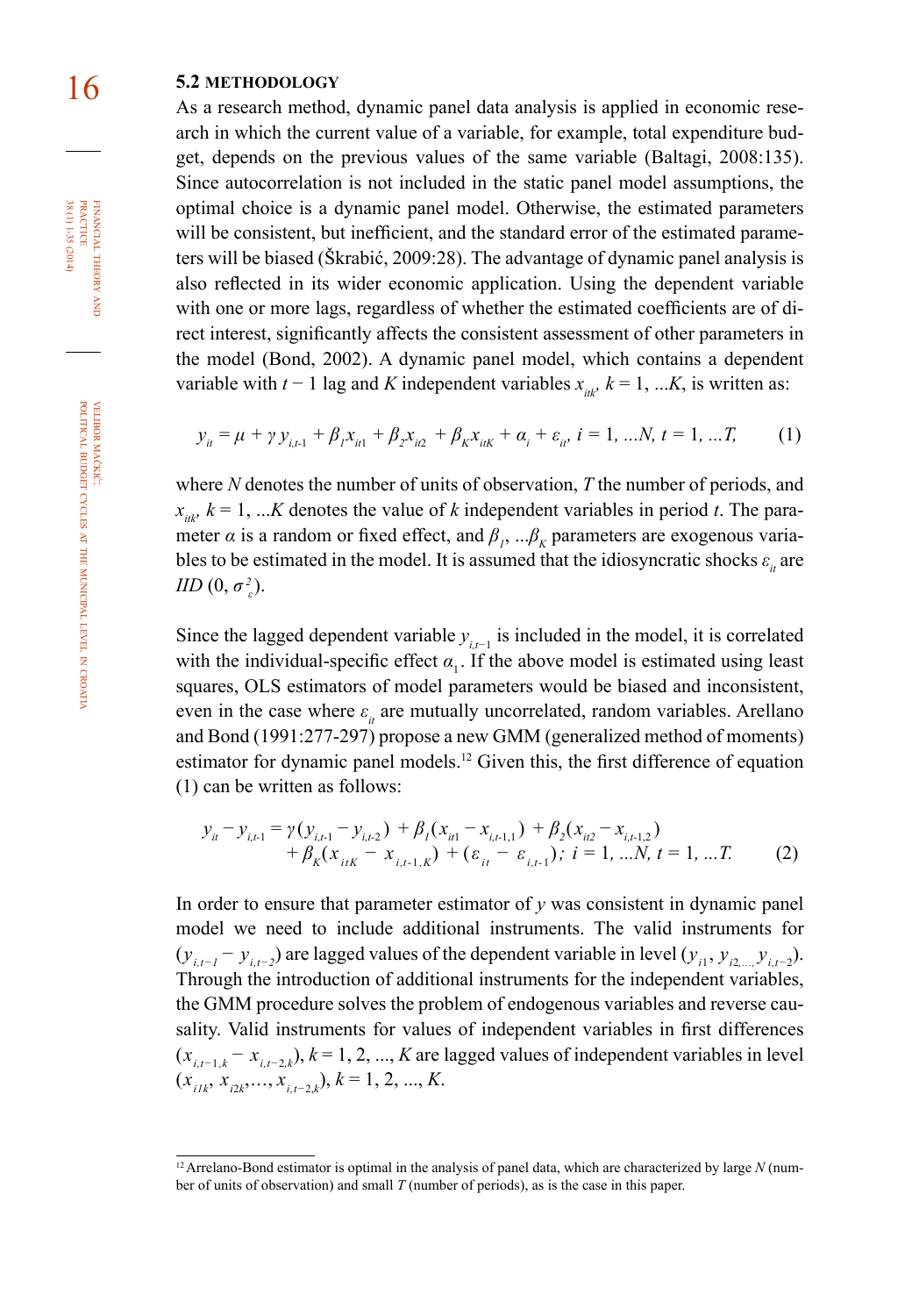### 5.2 METHODOLOGY

As a research method, dynamic panel data analysis is applied in economic research in which the current value of a variable, for example, total expenditure budget, depends on the previous values of the same variable (Baltagi, 2008:135). Since autocorrelation is not included in the static panel model assumptions, the optimal choice is a dynamic panel model. Otherwise, the estimated parameters will be consistent, but inefficient, and the standard error of the estimated parameters will be biased (Škrabić, 2009:28). The advantage of dynamic panel analysis is also reflected in its wider economic application. Using the dependent variable with one or more lags, regardless of whether the estimated coefficients are of direct interest, significantly affects the consistent assessment of other parameters in the model (Bond, 2002). A dynamic panel model, which contains a dependent variable with $t - 1$ lag and $K$ independent variables $x_{itk}$, $k = 1, ...K$, is written as:

$$y_{it} = \mu + \gamma y_{i,t\text{-}1} + \beta_1 x_{it1} + \beta_2 x_{it2} + \beta_K x_{itK} + \alpha_i + \varepsilon_{it},\ i = 1, ...N,\ t = 1, ...T, \tag{1}$$

where $N$ denotes the number of units of observation, $T$ the number of periods, and $x_{itk}$, $k = 1, ...K$ denotes the value of $k$ independent variables in period $t$. The parameter $\alpha$ is a random or fixed effect, and $\beta_1, ...\beta_K$ parameters are exogenous variables to be estimated in the model. It is assumed that the idiosyncratic shocks $\varepsilon_{it}$ are $IID\ (0, \sigma_\varepsilon^2)$.

Since the lagged dependent variable $y_{i,t-1}$ is included in the model, it is correlated with the individual-specific effect $\alpha_1$. If the above model is estimated using least squares, OLS estimators of model parameters would be biased and inconsistent, even in the case where $\varepsilon_{it}$ are mutually uncorrelated, random variables. Arellano and Bond (1991:277-297) propose a new GMM (generalized method of moments) estimator for dynamic panel models.[12] Given this, the first difference of equation (1) can be written as follows:

$$\begin{aligned} y_{it} - y_{i,t\text{-}1} = \gamma(y_{i,t\text{-}1} - y_{i,t\text{-}2}) + \beta_1(x_{it1} - x_{i,t\text{-}1,1}) + \beta_2(x_{it2} - x_{i,t\text{-}1,2}) \\ + \beta_K(x_{itK} - x_{i,t\text{-}1,K}) + (\varepsilon_{it} - \varepsilon_{i,t\text{-}1});\ i = 1, ...N,\ t = 1, ...T. \end{aligned} \tag{2}$$

In order to ensure that parameter estimator of $y$ was consistent in dynamic panel model we need to include additional instruments. The valid instruments for $(y_{i,t-1} - y_{i,t-2})$ are lagged values of the dependent variable in level $(y_{i1}, y_{i2,\dots,} y_{i,t-2})$. Through the introduction of additional instruments for the independent variables, the GMM procedure solves the problem of endogenous variables and reverse causality. Valid instruments for values of independent variables in first differences $(x_{i,t-1,k} - x_{i,t-2,k})$, $k = 1, 2, ..., K$ are lagged values of independent variables in level $(x_{i1k}, x_{i2k}, \dots, x_{i,t-2,k})$, $k = 1, 2, ..., K$.

---

[12] Arrelano-Bond estimator is optimal in the analysis of panel data, which are characterized by large $N$ (number of units of observation) and small $T$ (number of periods), as is the case in this paper.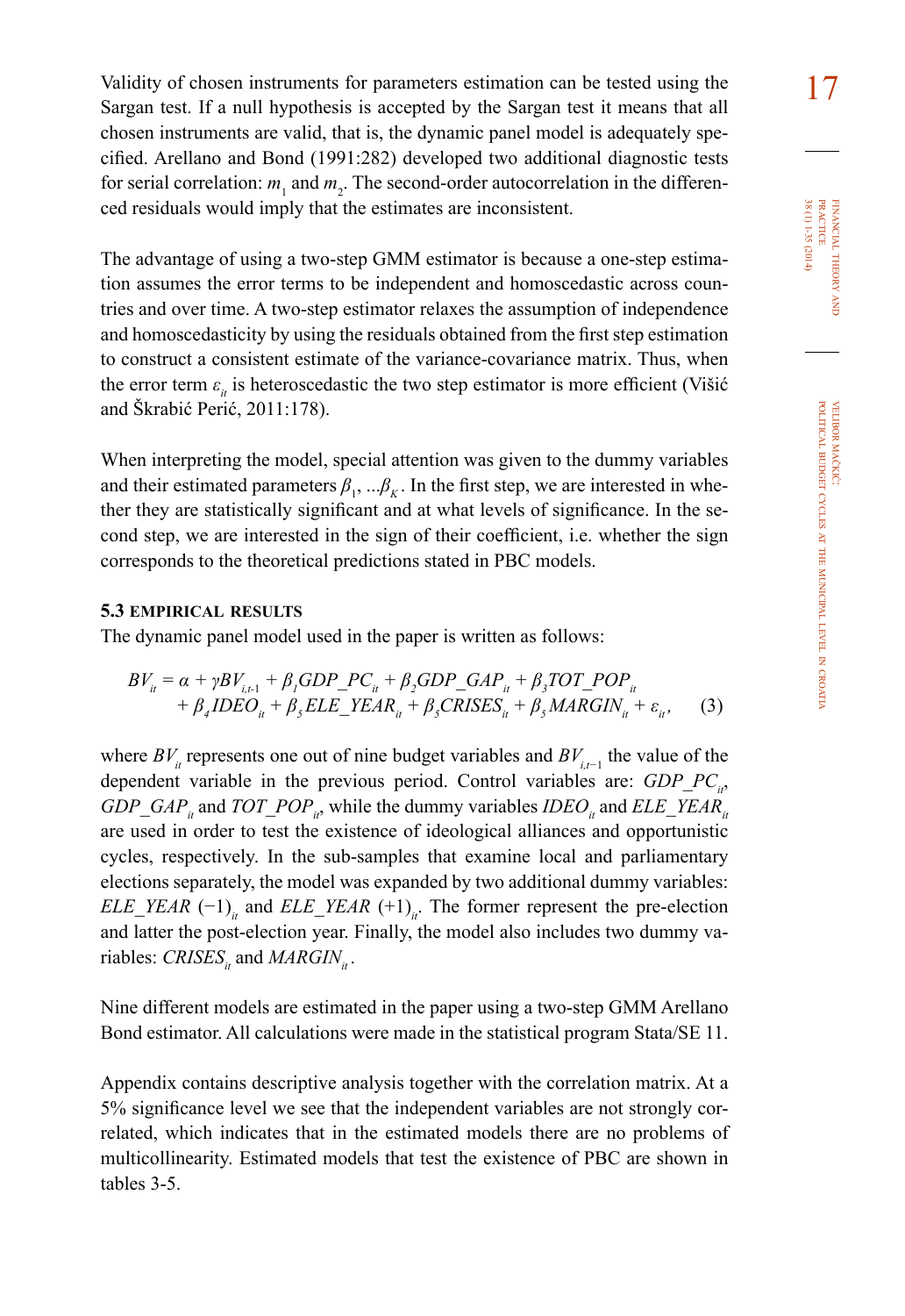Validity of chosen instruments for parameters estimation can be tested using the Sargan test. If a null hypothesis is accepted by the Sargan test it means that all chosen instruments are valid, that is, the dynamic panel model is adequately specified. Arellano and Bond (1991:282) developed two additional diagnostic tests for serial correlation: $m_1$ and $m_2$. The second-order autocorrelation in the differenced residuals would imply that the estimates are inconsistent.

The advantage of using a two-step GMM estimator is because a one-step estimation assumes the error terms to be independent and homoscedastic across countries and over time. A two-step estimator relaxes the assumption of independence and homoscedasticity by using the residuals obtained from the first step estimation to construct a consistent estimate of the variance-covariance matrix. Thus, when the error term $\varepsilon_{it}$ is heteroscedastic the two step estimator is more efficient (Višić and Škrabić Perić, 2011:178).

When interpreting the model, special attention was given to the dummy variables and their estimated parameters $\beta_1, ...\beta_K$. In the first step, we are interested in whether they are statistically significant and at what levels of significance. In the second step, we are interested in the sign of their coefficient, i.e. whether the sign corresponds to the theoretical predictions stated in PBC models.

### 5.3 EMPIRICAL RESULTS

The dynamic panel model used in the paper is written as follows:

$$\begin{aligned} BV_{it} = \alpha + \gamma BV_{i,t\text{-}1} + \beta_1 GDP\_PC_{it} + \beta_2 GDP\_GAP_{it} + \beta_3 TOT\_POP_{it} \\ + \beta_4 IDEO_{it} + \beta_5 ELE\_YEAR_{it} + \beta_5 CRISES_{it} + \beta_5 MARGIN_{it} + \varepsilon_{it}, \end{aligned} \qquad (3)$$

where $BV_{it}$ represents one out of nine budget variables and $BV_{i,t-1}$ the value of the dependent variable in the previous period. Control variables are: $GDP\_PC_{it}$, $GDP\_GAP_{it}$ and $TOT\_POP_{it}$, while the dummy variables $IDEO_{it}$ and $ELE\_YEAR_{it}$ are used in order to test the existence of ideological alliances and opportunistic cycles, respectively. In the sub-samples that examine local and parliamentary elections separately, the model was expanded by two additional dummy variables: $ELE\_YEAR\ (-1)_{it}$ and $ELE\_YEAR\ (+1)_{it}$. The former represent the pre-election and latter the post-election year. Finally, the model also includes two dummy variables: $CRISES_{it}$ and $MARGIN_{it}$.

Nine different models are estimated in the paper using a two-step GMM Arellano Bond estimator. All calculations were made in the statistical program Stata/SE 11.

Appendix contains descriptive analysis together with the correlation matrix. At a 5% significance level we see that the independent variables are not strongly correlated, which indicates that in the estimated models there are no problems of multicollinearity. Estimated models that test the existence of PBC are shown in tables 3-5.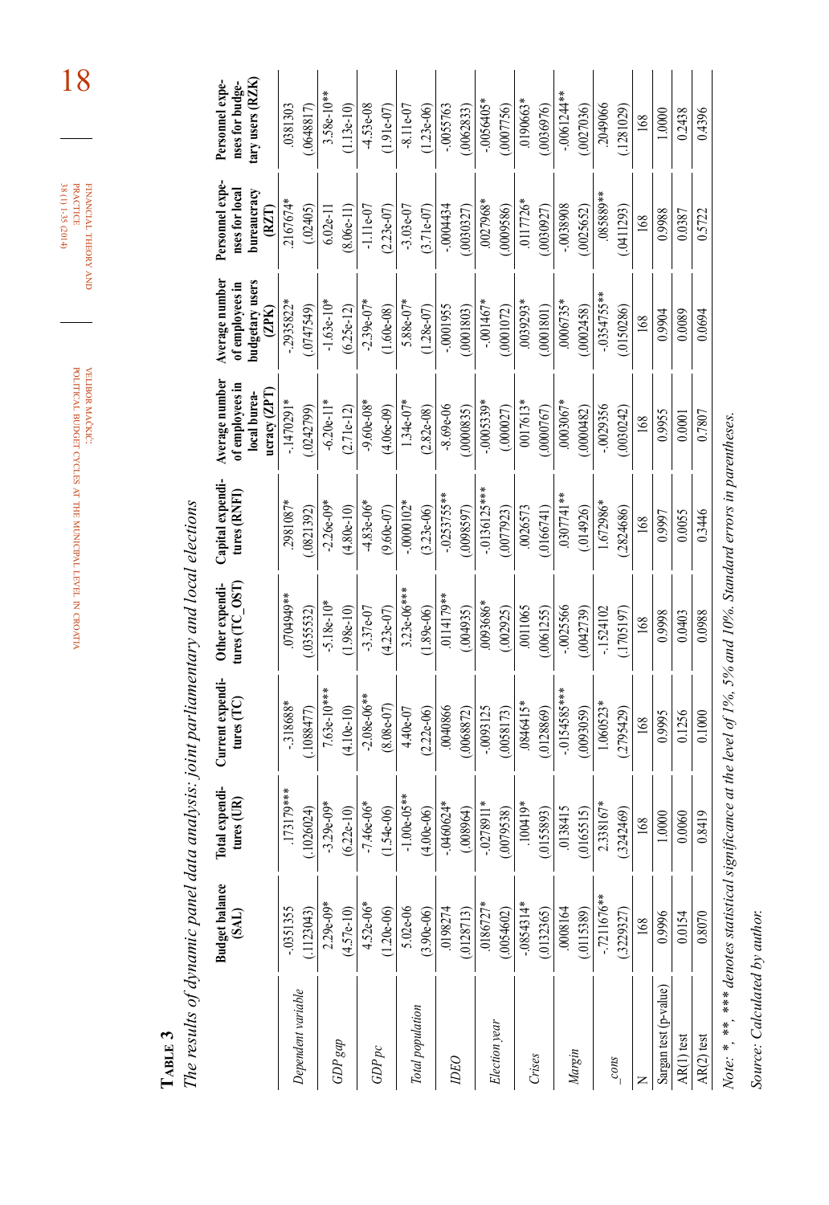**Table 3**

*The results of dynamic panel data analysis: joint parliamentary and local elections*

| | Budget balance (SAL) | Total expenditures (UR) | Current expenditures (TC) | Other expenditures (TC_OST) | Capital expenditures (RNFI) | Average number of employees in local bureaucracy (ZPT) | Average number of employees in budgetary users (ZPK) | Personnel expenses for local bureaucracy (RZT) | Personnel expenses for budgetary users (RZK) |
|---|---|---|---|---|---|---|---|---|---|
| *Dependent variable* | -.0351355 | .173179*** | -.318688* | .0704949** | .2981087* | -.1470291* | -.2935822* | .2167674* | .0381303 |
| | (.1123043) | (.1026024) | (.1088477) | (.0355532) | (.0821392) | (.0242799) | (.0747549) | (.02405) | (.0648817) |
| *GDP gap* | 2.29e-09* | -3.29e-09* | 7.63e-10*** | -5.18e-10* | -2.26e-09* | -6.20e-11* | -1.63e-10* | 6.02e-11 | 3.58e-10** |
| | (4.57e-10) | (6.22e-10) | (4.10e-10) | (1.98e-10) | (4.80e-10) | (2.71e-12) | (6.25e-12) | (8.06e-11) | (1.13e-10) |
| *GDP pc* | 4.52e-06* | -7.46e-06* | -2.08e-06** | -3.37e-07 | -4.83e-06* | -9.60e-08* | -2.39e-07* | -1.11e-07 | -4.53e-08 |
| | (1.20e-06) | (1.54e-06) | (8.08e-07) | (4.23e-07) | (9.60e-07) | (4.06e-09) | (1.60e-08) | (2.23e-07) | (1.91e-07) |
| *Total population* | 5.02e-06 | -1.00e-05** | 4.40e-07 | 3.23e-06*** | -.0000102* | 1.34e-07* | 5.88e-07* | -3.03e-07 | -8.11e-07 |
| | (3.90e-06) | (4.00e-06) | (2.22e-06) | (1.89e-06) | (3.23e-06) | (2.82e-08) | (1.28e-07) | (3.71e-07) | (1.23e-06) |
| *IDEO* | .0198274 | -.0460624* | .0040866 | .0114179** | -.0253755** | -8.69e-06 | -.0001955 | -.0004434 | -.0055763 |
| | (.0128713) | (.008964) | (.0068872) | (.004935) | (.0098597) | (.0000835) | (.0001803) | (.0030327) | (.0062833) |
| *Election year* | .0186727* | -.0278911* | -.0093125 | .0093686* | -.0136125*** | -.0005339* | -.001467* | .0027968* | -.0056405* |
| | (.0054602) | (.0079538) | (.0058173) | (.002925) | (.0077923) | (.00027) | (.0001072) | (.0009586) | (.0007756) |
| *Crises* | -.0854314* | .100419* | .0846415* | .0011065 | .0026573 | .0017613* | .0039293* | .0117726* | .0190663* |
| | (.0132365) | (.0155893) | (.0128869) | (.0061255) | (.0166741) | (.0000767) | (.0001801) | (.0030927) | (.0036976) |
| *Margin* | .0008164 | .0138415 | -.0154585*** | -.0025566 | .0307741** | .0003067* | .0006735* | -.0038908 | -.0061244** |
| | (.0115389) | (.0165515) | (.0093059) | (.0042739) | (.014926) | (.0000482) | (.0002458) | (.0025652) | (.0027036) |
| *_cons* | -.7211676** | 2.338167* | 1.060523* | -.1524102 | 1.672986* | -.0029356 | -.0354755** | .085889** | .2049066 |
| | (.3229327) | (.3242469) | (.2795429) | (.1705197) | (.2824686) | (.0030242) | (.0150286) | (.0411293) | (.1281029) |
| N | 168 | 168 | 168 | 168 | 168 | 168 | 168 | 168 | 168 |
| Sargan test (p-value) | 0.9996 | 1.0000 | 0.9995 | 0.9998 | 0.9997 | 0.9955 | 0.9904 | 0.9988 | 1.0000 |
| AR(1) test | 0.0154 | 0.0060 | 0.1256 | 0.0403 | 0.0055 | 0.0001 | 0.0089 | 0.0387 | 0.2438 |
| AR(2) test | 0.8070 | 0.8419 | 0.1000 | 0.0988 | 0.3446 | 0.7807 | 0.0694 | 0.5722 | 0.4396 |

*Note: *, **, *** denotes statistical significance at the level of 1%, 5% and 10%. Standard errors in parentheses.*

*Source: Calculated by author.*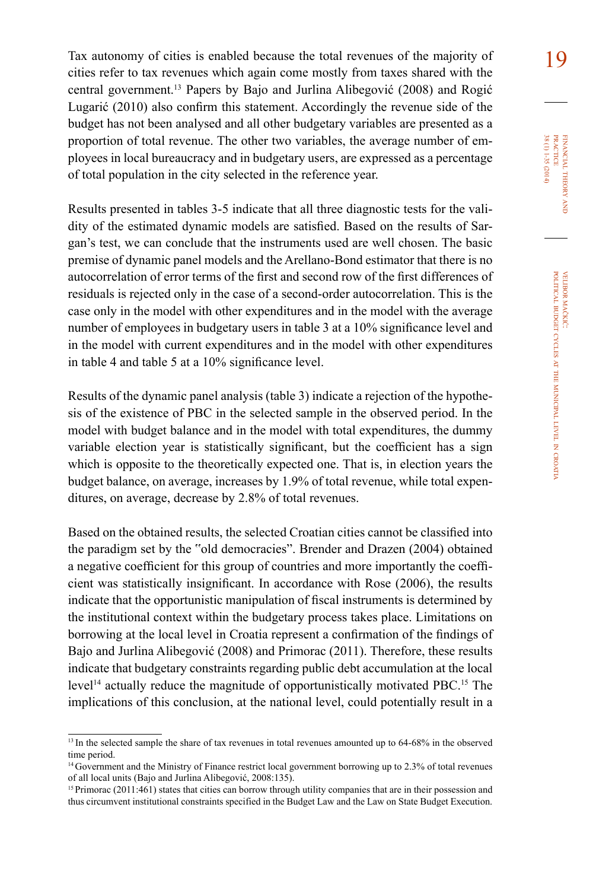Tax autonomy of cities is enabled because the total revenues of the majority of cities refer to tax revenues which again come mostly from taxes shared with the central government.[13] Papers by Bajo and Jurlina Alibegović (2008) and Rogić Lugarić (2010) also confirm this statement. Accordingly the revenue side of the budget has not been analysed and all other budgetary variables are presented as a proportion of total revenue. The other two variables, the average number of employees in local bureaucracy and in budgetary users, are expressed as a percentage of total population in the city selected in the reference year.

Results presented in tables 3-5 indicate that all three diagnostic tests for the validity of the estimated dynamic models are satisfied. Based on the results of Sargan's test, we can conclude that the instruments used are well chosen. The basic premise of dynamic panel models and the Arellano-Bond estimator that there is no autocorrelation of error terms of the first and second row of the first differences of residuals is rejected only in the case of a second-order autocorrelation. This is the case only in the model with other expenditures and in the model with the average number of employees in budgetary users in table 3 at a 10% significance level and in the model with current expenditures and in the model with other expenditures in table 4 and table 5 at a 10% significance level.

Results of the dynamic panel analysis (table 3) indicate a rejection of the hypothesis of the existence of PBC in the selected sample in the observed period. In the model with budget balance and in the model with total expenditures, the dummy variable election year is statistically significant, but the coefficient has a sign which is opposite to the theoretically expected one. That is, in election years the budget balance, on average, increases by 1.9% of total revenue, while total expenditures, on average, decrease by 2.8% of total revenues.

Based on the obtained results, the selected Croatian cities cannot be classified into the paradigm set by the "old democracies". Brender and Drazen (2004) obtained a negative coefficient for this group of countries and more importantly the coefficient was statistically insignificant. In accordance with Rose (2006), the results indicate that the opportunistic manipulation of fiscal instruments is determined by the institutional context within the budgetary process takes place. Limitations on borrowing at the local level in Croatia represent a confirmation of the findings of Bajo and Jurlina Alibegović (2008) and Primorac (2011). Therefore, these results indicate that budgetary constraints regarding public debt accumulation at the local level[14] actually reduce the magnitude of opportunistically motivated PBC.[15] The implications of this conclusion, at the national level, could potentially result in a

---

[13] In the selected sample the share of tax revenues in total revenues amounted up to 64-68% in the observed time period.

[14] Government and the Ministry of Finance restrict local government borrowing up to 2.3% of total revenues of all local units (Bajo and Jurlina Alibegović, 2008:135).

[15] Primorac (2011:461) states that cities can borrow through utility companies that are in their possession and thus circumvent institutional constraints specified in the Budget Law and the Law on State Budget Execution.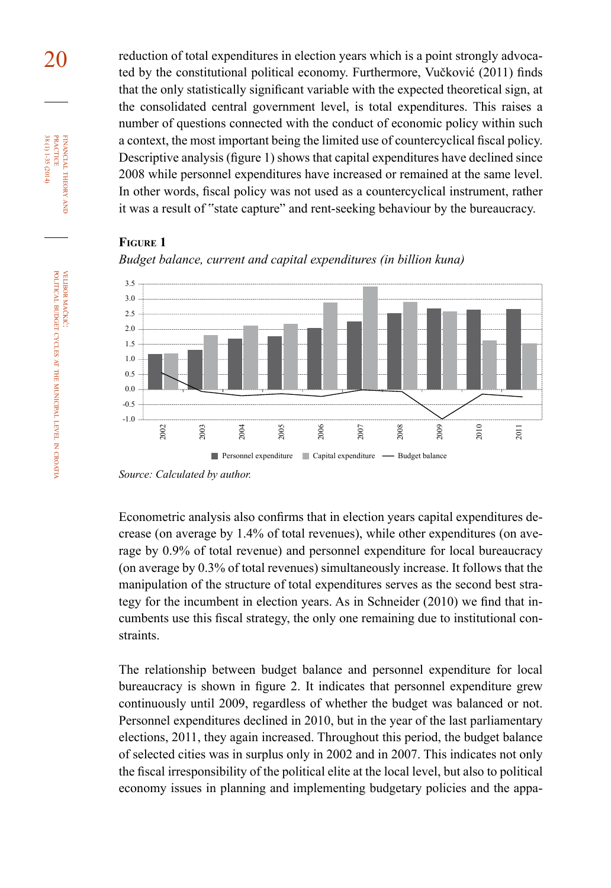reduction of total expenditures in election years which is a point strongly advocated by the constitutional political economy. Furthermore, Vučković (2011) finds that the only statistically significant variable with the expected theoretical sign, at the consolidated central government level, is total expenditures. This raises a number of questions connected with the conduct of economic policy within such a context, the most important being the limited use of countercyclical fiscal policy. Descriptive analysis (figure 1) shows that capital expenditures have declined since 2008 while personnel expenditures have increased or remained at the same level. In other words, fiscal policy was not used as a countercyclical instrument, rather it was a result of "state capture" and rent-seeking behaviour by the bureaucracy.

**Figure 1**

*Budget balance, current and capital expenditures (in billion kuna)*

*Source: Calculated by author.*

Econometric analysis also confirms that in election years capital expenditures decrease (on average by 1.4% of total revenues), while other expenditures (on average by 0.9% of total revenue) and personnel expenditure for local bureaucracy (on average by 0.3% of total revenues) simultaneously increase. It follows that the manipulation of the structure of total expenditures serves as the second best strategy for the incumbent in election years. As in Schneider (2010) we find that incumbents use this fiscal strategy, the only one remaining due to institutional constraints.

The relationship between budget balance and personnel expenditure for local bureaucracy is shown in figure 2. It indicates that personnel expenditure grew continuously until 2009, regardless of whether the budget was balanced or not. Personnel expenditures declined in 2010, but in the year of the last parliamentary elections, 2011, they again increased. Throughout this period, the budget balance of selected cities was in surplus only in 2002 and in 2007. This indicates not only the fiscal irresponsibility of the political elite at the local level, but also to political economy issues in planning and implementing budgetary policies and the appa-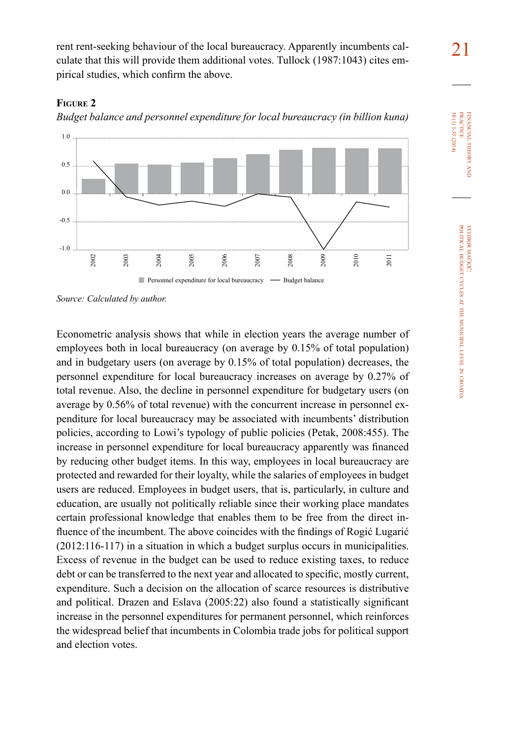rent rent-seeking behaviour of the local bureaucracy. Apparently incumbents calculate that this will provide them additional votes. Tullock (1987:1043) cites empirical studies, which confirm the above.

**Figure 2**

*Budget balance and personnel expenditure for local bureaucracy (in billion kuna)*

*Source: Calculated by author.*

Econometric analysis shows that while in election years the average number of employees both in local bureaucracy (on average by 0.15% of total population) and in budgetary users (on average by 0.15% of total population) decreases, the personnel expenditure for local bureaucracy increases on average by 0.27% of total revenue. Also, the decline in personnel expenditure for budgetary users (on average by 0.56% of total revenue) with the concurrent increase in personnel expenditure for local bureaucracy may be associated with incumbents' distribution policies, according to Lowi's typology of public policies (Petak, 2008:455). The increase in personnel expenditure for local bureaucracy apparently was financed by reducing other budget items. In this way, employees in local bureaucracy are protected and rewarded for their loyalty, while the salaries of employees in budget users are reduced. Employees in budget users, that is, particularly, in culture and education, are usually not politically reliable since their working place mandates certain professional knowledge that enables them to be free from the direct influence of the incumbent. The above coincides with the findings of Rogić Lugarić (2012:116-117) in a situation in which a budget surplus occurs in municipalities. Excess of revenue in the budget can be used to reduce existing taxes, to reduce debt or can be transferred to the next year and allocated to specific, mostly current, expenditure. Such a decision on the allocation of scarce resources is distributive and political. Drazen and Eslava (2005:22) also found a statistically significant increase in the personnel expenditures for permanent personnel, which reinforces the widespread belief that incumbents in Colombia trade jobs for political support and election votes.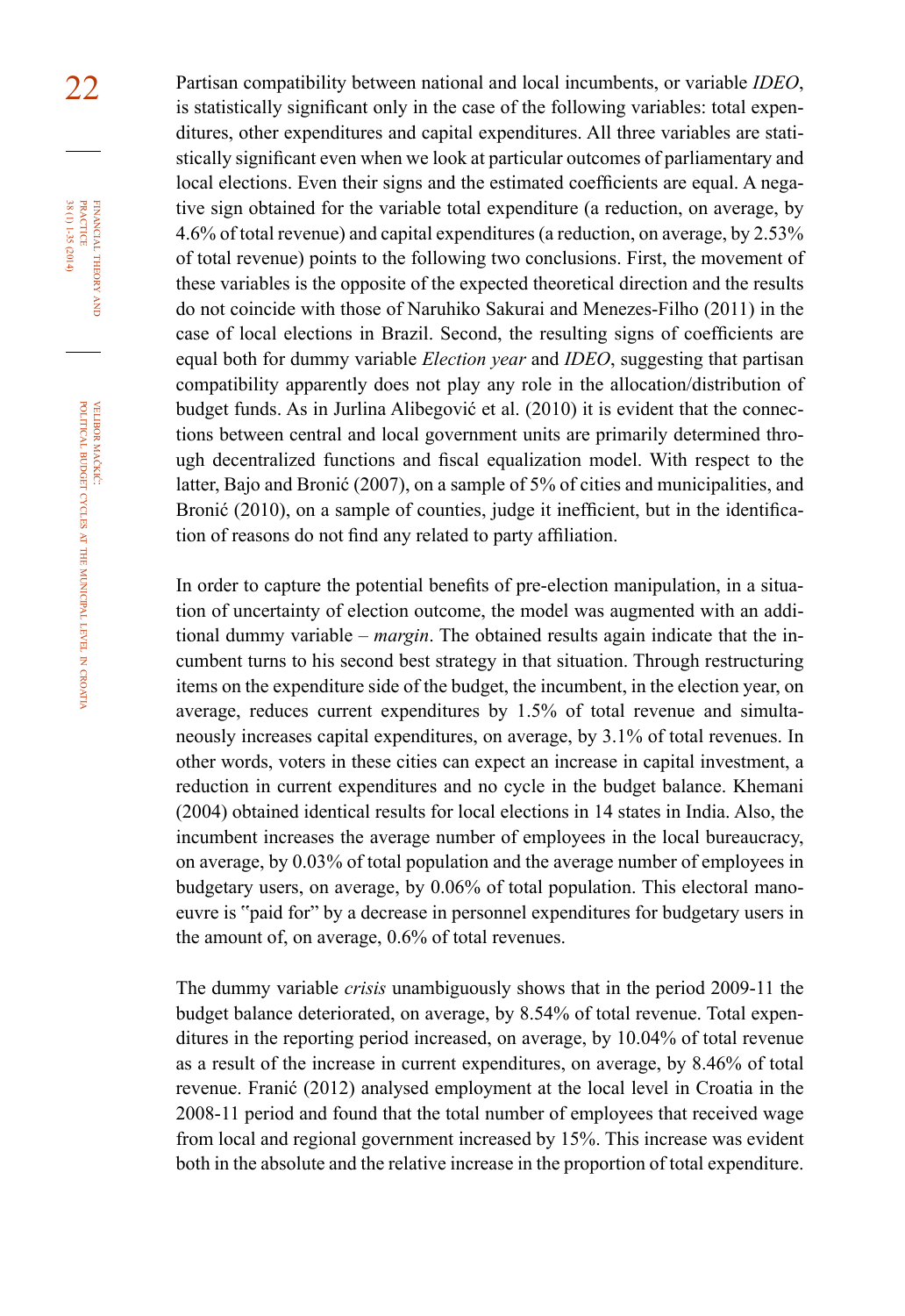Partisan compatibility between national and local incumbents, or variable *IDEO*, is statistically significant only in the case of the following variables: total expenditures, other expenditures and capital expenditures. All three variables are statistically significant even when we look at particular outcomes of parliamentary and local elections. Even their signs and the estimated coefficients are equal. A negative sign obtained for the variable total expenditure (a reduction, on average, by 4.6% of total revenue) and capital expenditures (a reduction, on average, by 2.53% of total revenue) points to the following two conclusions. First, the movement of these variables is the opposite of the expected theoretical direction and the results do not coincide with those of Naruhiko Sakurai and Menezes-Filho (2011) in the case of local elections in Brazil. Second, the resulting signs of coefficients are equal both for dummy variable *Election year* and *IDEO*, suggesting that partisan compatibility apparently does not play any role in the allocation/distribution of budget funds. As in Jurlina Alibegović et al. (2010) it is evident that the connections between central and local government units are primarily determined through decentralized functions and fiscal equalization model. With respect to the latter, Bajo and Bronić (2007), on a sample of 5% of cities and municipalities, and Bronić (2010), on a sample of counties, judge it inefficient, but in the identification of reasons do not find any related to party affiliation.

In order to capture the potential benefits of pre-election manipulation, in a situation of uncertainty of election outcome, the model was augmented with an additional dummy variable – *margin*. The obtained results again indicate that the incumbent turns to his second best strategy in that situation. Through restructuring items on the expenditure side of the budget, the incumbent, in the election year, on average, reduces current expenditures by 1.5% of total revenue and simultaneously increases capital expenditures, on average, by 3.1% of total revenues. In other words, voters in these cities can expect an increase in capital investment, a reduction in current expenditures and no cycle in the budget balance. Khemani (2004) obtained identical results for local elections in 14 states in India. Also, the incumbent increases the average number of employees in the local bureaucracy, on average, by 0.03% of total population and the average number of employees in budgetary users, on average, by 0.06% of total population. This electoral manoeuvre is "paid for" by a decrease in personnel expenditures for budgetary users in the amount of, on average, 0.6% of total revenues.

The dummy variable *crisis* unambiguously shows that in the period 2009-11 the budget balance deteriorated, on average, by 8.54% of total revenue. Total expenditures in the reporting period increased, on average, by 10.04% of total revenue as a result of the increase in current expenditures, on average, by 8.46% of total revenue. Franić (2012) analysed employment at the local level in Croatia in the 2008-11 period and found that the total number of employees that received wage from local and regional government increased by 15%. This increase was evident both in the absolute and the relative increase in the proportion of total expenditure.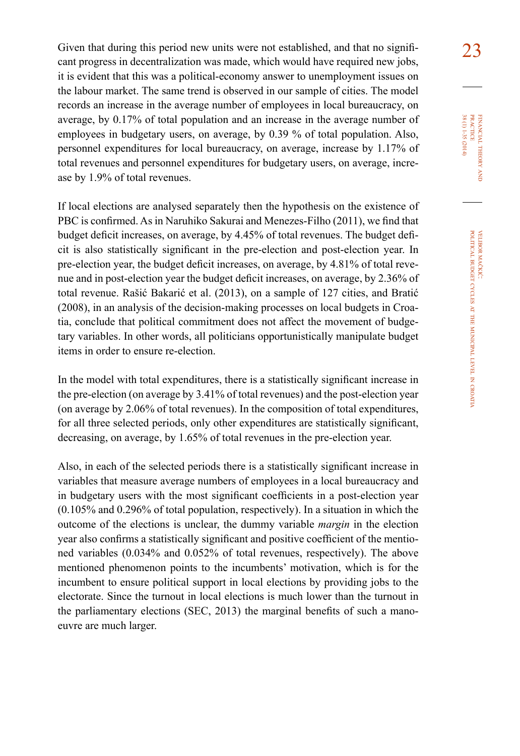Given that during this period new units were not established, and that no significant progress in decentralization was made, which would have required new jobs, it is evident that this was a political-economy answer to unemployment issues on the labour market. The same trend is observed in our sample of cities. The model records an increase in the average number of employees in local bureaucracy, on average, by 0.17% of total population and an increase in the average number of employees in budgetary users, on average, by 0.39 % of total population. Also, personnel expenditures for local bureaucracy, on average, increase by 1.17% of total revenues and personnel expenditures for budgetary users, on average, increase by 1.9% of total revenues.

If local elections are analysed separately then the hypothesis on the existence of PBC is confirmed. As in Naruhiko Sakurai and Menezes-Filho (2011), we find that budget deficit increases, on average, by 4.45% of total revenues. The budget deficit is also statistically significant in the pre-election and post-election year. In pre-election year, the budget deficit increases, on average, by 4.81% of total revenue and in post-election year the budget deficit increases, on average, by 2.36% of total revenue. Rašić Bakarić et al. (2013), on a sample of 127 cities, and Bratić (2008), in an analysis of the decision-making processes on local budgets in Croatia, conclude that political commitment does not affect the movement of budgetary variables. In other words, all politicians opportunistically manipulate budget items in order to ensure re-election.

In the model with total expenditures, there is a statistically significant increase in the pre-election (on average by 3.41% of total revenues) and the post-election year (on average by 2.06% of total revenues). In the composition of total expenditures, for all three selected periods, only other expenditures are statistically significant, decreasing, on average, by 1.65% of total revenues in the pre-election year.

Also, in each of the selected periods there is a statistically significant increase in variables that measure average numbers of employees in a local bureaucracy and in budgetary users with the most significant coefficients in a post-election year (0.105% and 0.296% of total population, respectively). In a situation in which the outcome of the elections is unclear, the dummy variable *margin* in the election year also confirms a statistically significant and positive coefficient of the mentioned variables (0.034% and 0.052% of total revenues, respectively). The above mentioned phenomenon points to the incumbents' motivation, which is for the incumbent to ensure political support in local elections by providing jobs to the electorate. Since the turnout in local elections is much lower than the turnout in the parliamentary elections (SEC, 2013) the marginal benefits of such a manoeuvre are much larger.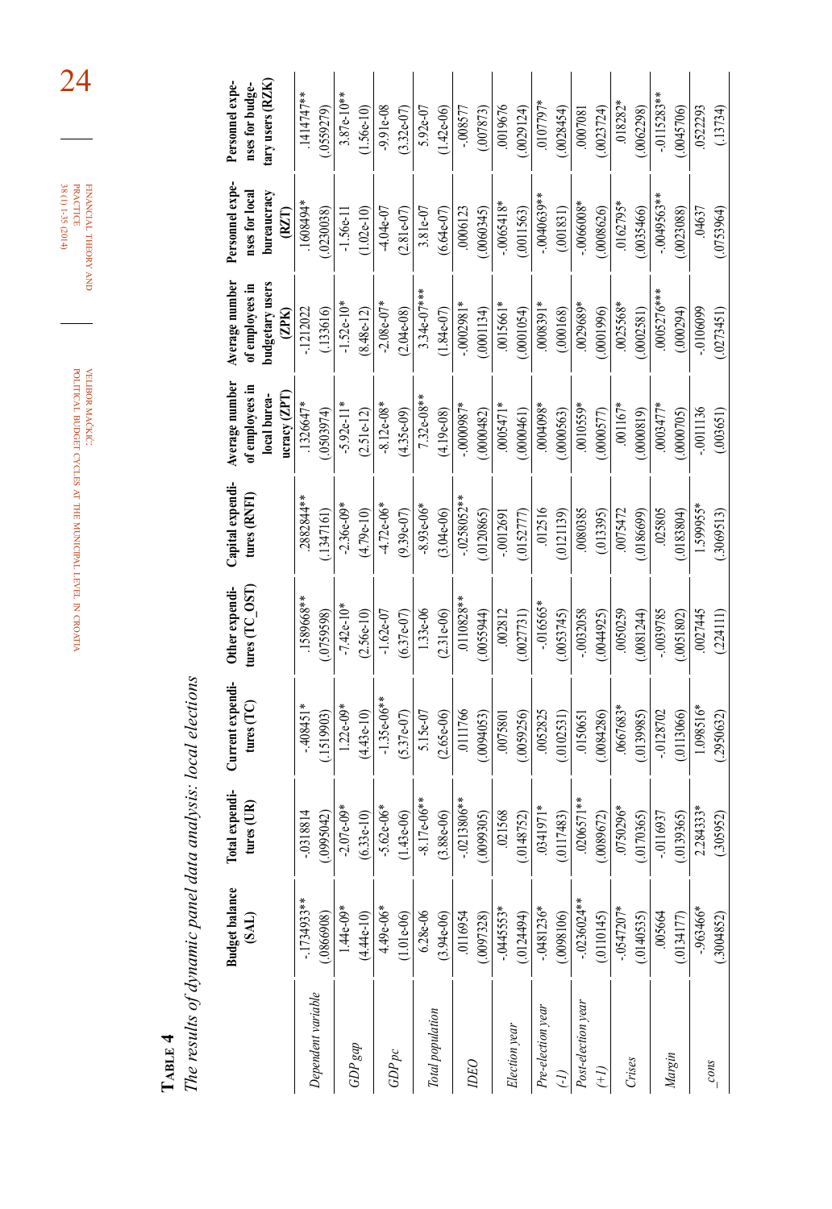**TABLE 4**

*The results of dynamic panel data analysis: local elections*

| | Budget balance (SAL) | Total expenditures (UR) | Current expenditures (TC) | Other expenditures (TC_OST) | Capital expenditures (RNFI) | Average number of employees in local bureaucracy (ZPT) | Average number of employees in budgetary users (ZPK) | Personnel expenses for local bureaucracy (RZT) | Personnel expenses for budgetary users (RZK) |
|---|---|---|---|---|---|---|---|---|---|
| *Dependent variable* | -.1734933** | -.0318814 | -.408451* | .1589668** | .2882844** | .1326647* | -.1212022 | .1608494* | .1414747** |
| | (.0866908) | (.0995042) | (.1519903) | (.0759598) | (.1347161) | (.0503974) | (.133616) | (.0230038) | (.0559279) |
| *GDP gap* | 1.44e-09* | -2.07e-09* | 1.22e-09* | -7.42e-10* | -2.36e-09* | -5.92e-11* | -1.52e-10* | -1.56e-11 | 3.87e-10** |
| | (4.44e-10) | (6.33e-10) | (4.43e-10) | (2.56e-10) | (4.79e-10) | (2.51e-12) | (8.48e-12) | (1.02e-10) | (1.56e-10) |
| *GDP pc* | 4.49e-06* | -5.62e-06* | -1.35e-06** | -1.62e-07 | -4.72e-06* | -8.12e-08* | -2.08e-07* | -4.04e-07 | -9.91e-08 |
| | (1.01e-06) | (1.43e-06) | (5.37e-07) | (6.37e-07) | (9.39e-07) | (4.35e-09) | (2.04e-08) | (2.81e-07) | (3.32e-07) |
| *Total population* | 6.28e-06 | -8.17e-06** | 5.15e-07 | 1.33e-06 | -8.93e-06* | 7.32e-08** | 3.34e-07*** | 3.81e-07 | 5.92e-07 |
| | (3.94e-06) | (3.88e-06) | (2.65e-06) | (2.31e-06) | (3.04e-06) | (4.19e-08) | (1.84e-07) | (6.64e-07) | (1.42e-06) |
| *IDEO* | .0116954 | -.0213806** | .0111766 | .0110828** | -.0258052** | -.0000987* | -.0002981* | .0006123 | -.008577 |
| | (.0097328) | (.0099305) | (.0094053) | (.0055944) | (.0120865) | (.0000482) | (.0001134) | (.0060345) | (.00787) |
| *Election year* | -.0445553* | .021568 | .0075801 | .002812 | -.0012691 | .0005471* | .0015661* | -.0065418* | .0019676 |
| | (.0124494) | (.0148752) | (.0059256) | (.0027731) | (.0152777) | (.0000461) | (.0001054) | (.0011563) | (.0029124) |
| *Pre-election year (-1)* | -.0481236* | .0341971* | .0052825 | -.01656* | .012516 | .0004098* | .0008391* | -.0040639** | .0107797* |
| | (.0098106) | (.0117483) | (.0102531) | (.0053745) | (.0121139) | (.0000563) | (.000168) | (.001831) | (.0028454) |
| *Post-election year (+1)* | -.0236024** | .0206571** | .0150651 | -.0032058 | .0080385 | .0010559* | .0029689* | -.0066008* | .0007081 |
| | (.0110145) | (.0089672) | (.0084286) | (.0044925) | (.013395) | (.0000577) | (.0001996) | (.0008626) | (.0023724) |
| *Crises* | -.0547207* | .0750296* | .0667683* | .0050259 | .0075472 | .001167* | .0025568* | .0162795* | .018282* |
| | (.0140535) | (.0170365) | (.0139985) | (.0081244) | (.0186699) | (.0000819) | (.0002581) | (.0035466) | (.0062298) |
| *Margin* | .005664 | -.0116937 | -.0128702 | -.0039785 | .025805 | .0003477* | .0005276*** | -.0049563** | -.0115283** |
| | (.0134177) | (.0139365) | (.0113066) | (.0051802) | (.0183804) | (.0000705) | (.000294) | (.0023088) | (.0045706) |
| *_cons* | -.963466* | 2.284333* | 1.098516* | .0027445 | 1.599955* | -.0011136 | -.0106099 | .04637 | .0522293 |
| | (.3004852) | (.305952) | (.2950632) | (.224111) | (.3069513) | (.003651) | (.0273451) | (.0753964) | (.13734) |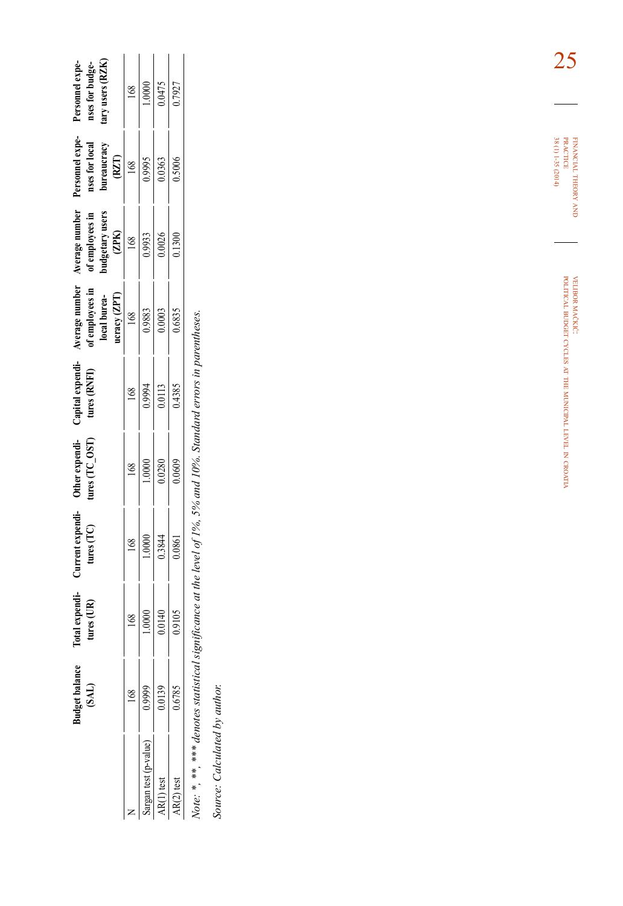| | Budget balance (SAL) | Total expenditures (UR) | Current expenditures (TC) | Other expenditures (TC_OST) | Capital expenditures (RNFI) | Average number of employees in local bureaucracy (ZPT) | Average number of employees in budgetary users (ZPK) | Personnel expenses for local bureaucracy (RZT) | Personnel expenses for budgetary users (RZK) |
|---|---|---|---|---|---|---|---|---|---|
| N | 168 | 168 | 168 | 168 | 168 | 168 | 168 | 168 | 168 |
| Sargan test (p-value) | 0.9999 | 1.0000 | 1.0000 | 1.0000 | 0.9994 | 0.9883 | 0.9933 | 0.9995 | 1.0000 |
| AR(1) test | 0.0139 | 0.0140 | 0.3844 | 0.0280 | 0.0113 | 0.0003 | 0.0026 | 0.0363 | 0.0475 |
| AR(2) test | 0.6785 | 0.9105 | 0.0861 | 0.0609 | 0.4385 | 0.6835 | 0.1300 | 0.5006 | 0.7927 |

*Note: *, **, *** denotes statistical significance at the level of 1%, 5% and 10%. Standard errors in parentheses.*

*Source: Calculated by author.*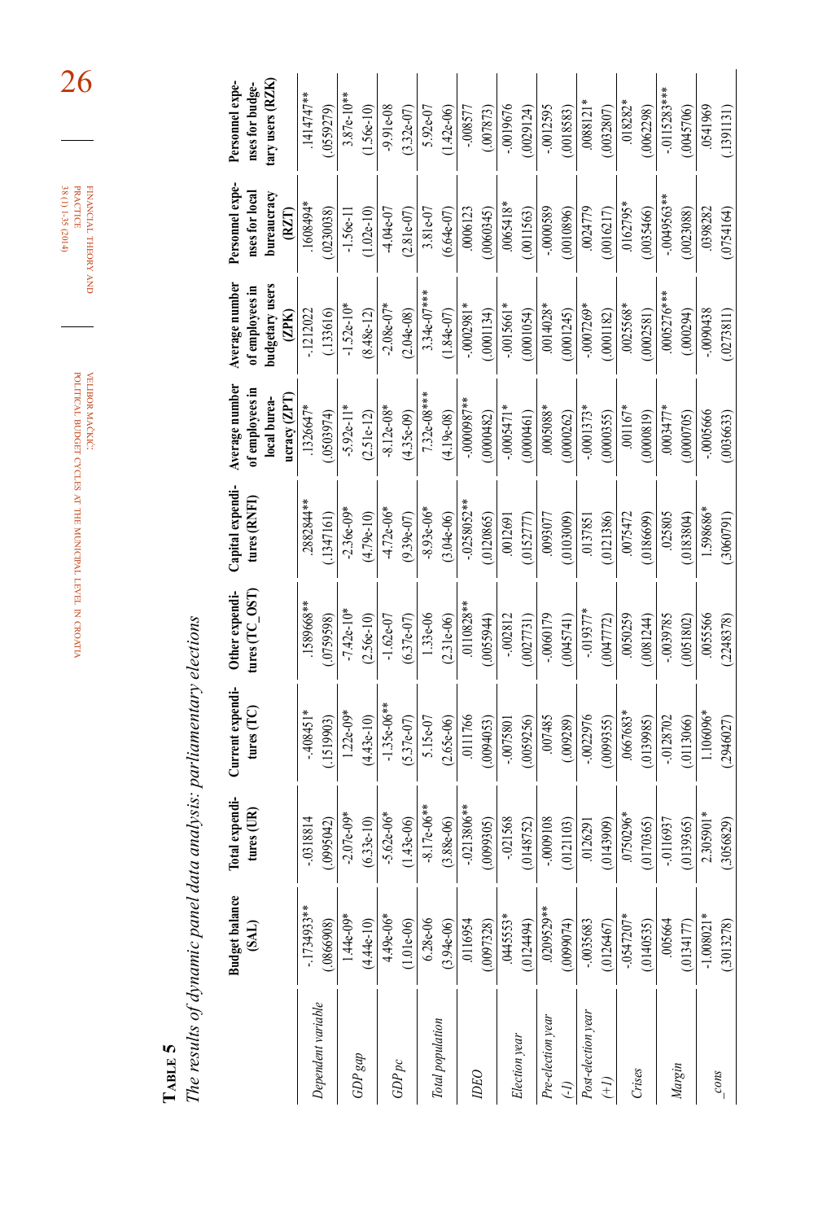**Table 5**

*The results of dynamic panel data analysis: parliamentary elections*

| | Budget balance (SAL) | Total expenditures (UR) | Current expenditures (TC) | Other expenditures (TC_OST) | Capital expenditures (RNFI) | Average number of employees in local bureaucracy (ZPT) | Average number of employees in budgetary users (ZPK) | Personnel expenses for local bureaucracy (RZT) | Personnel expenses for budgetary users (RZK) |
|---|---|---|---|---|---|---|---|---|---|
| *Dependent variable* | -.1734933** | -.0318814 | -.408451* | .1589668** | .2882844** | .1326647* | -.1212022 | .1608494* | .1414747** |
| | (.0866908) | (.0995042) | (.1519903) | (.0759598) | (.1347161) | (.0503974) | (.133616) | (.0230038) | (.0559279) |
| *GDP gap* | 1.44e-09* | -2.07e-09* | 1.22e-09* | -7.42e-10* | -2.36e-09* | -5.92e-11* | -1.52e-10* | -1.56e-11 | 3.87e-10** |
| | (4.44e-10) | (6.33e-10) | (4.43e-10) | (2.56e-10) | (4.79e-10) | (2.51e-12) | (8.48e-12) | (1.02e-10) | (1.56e-10) |
| *GDP pc* | 4.49e-06* | -5.62e-06* | -1.35e-06** | -1.62e-07 | -4.72e-06* | -8.12e-08* | -2.08e-07* | -4.04e-07 | -9.91e-08 |
| | (1.01e-06) | (1.43e-06) | (5.37e-07) | (6.37e-07) | (9.39e-07) | (4.35e-09) | (2.04e-08) | (2.81e-07) | (3.32e-07) |
| *Total population* | 6.28e-06 | -8.17e-06** | 5.15e-07 | 1.33e-06 | -8.93e-06* | 7.32e-08*** | 3.34e-07*** | 3.81e-07 | 5.92e-07 |
| | (3.94e-06) | (3.88e-06) | (2.65e-06) | (2.31e-06) | (3.04e-06) | (4.19e-08) | (1.84e-07) | (6.64e-07) | (1.42e-06) |
| *IDEO* | .0116954 | -.0213806** | .0111766 | .0110828** | -.0258052** | -.0000987** | -.0002981* | .0006123 | -.008577 |
| | (.0097328) | (.0099305) | (.0094053) | (.0055944) | (.0120865) | (.0000482) | (.000134) | (.0060345) | (.007873) |
| *Election year* | .0445553* | -.021568 | -.0075801 | -.002812 | .0012691 | -.0005471* | -.0015661* | .0065418* | -.0019676 |
| | (.0124494) | (.0148752) | (.0059256) | (.0027731) | (.0152777) | (.0000461) | (.0001054) | (.0011563) | (.0029124) |
| *Pre-election year (-1)* | .0209529** | -.0009108 | .007485 | -.0060179 | .0093077 | .0005088* | .0014028* | -.0000589 | -.0012595 |
| | (.0099074) | (.0121103) | (.009289) | (.0045741) | (.0103009) | (.0000262) | (.0001245) | (.0010896) | (.0018583) |
| *Post-election year (+1)* | -.0035683 | .0126291 | -.0022976 | -.019377* | .0137851 | -.0001373* | -.0007269* | .0024779 | .0088121* |
| | (.0126467) | (.0143909) | (.0099355) | (.0047772) | (.0121386) | (.0000355) | (.0001182) | (.0016217) | (.0032807) |
| *Crises* | -.0547207* | .0750296* | .0667683* | .0050259 | .0075472 | .001167* | .0025568* | .0162795* | .018282* |
| | (.0140535) | (.0170365) | (.0139985) | (.0081244) | (.0186699) | (.0000819) | (.0002581) | (.0035466) | (.0062298) |
| *Margin* | .005664 | -.0116937 | -.0128702 | -.0039785 | .025805 | .0003477* | .0005276*** | -.0049563** | -.0115283*** |
| | (.0134177) | (.0139365) | (.0113066) | (.0051802) | (.0183804) | (.0000705) | (.000294) | (.0023088) | (.0045706) |
| *_cons* | -1.008021* | 2.305901* | 1.106096* | .055566 | 1.598686* | -.0005666 | -.0090438 | .038282 | .0541969 |
| | (.3013278) | (.3056829) | (.2946027) | (.2248378) | (.3060791) | (.0036633) | (.0273811) | (.0754164) | (.1391131) |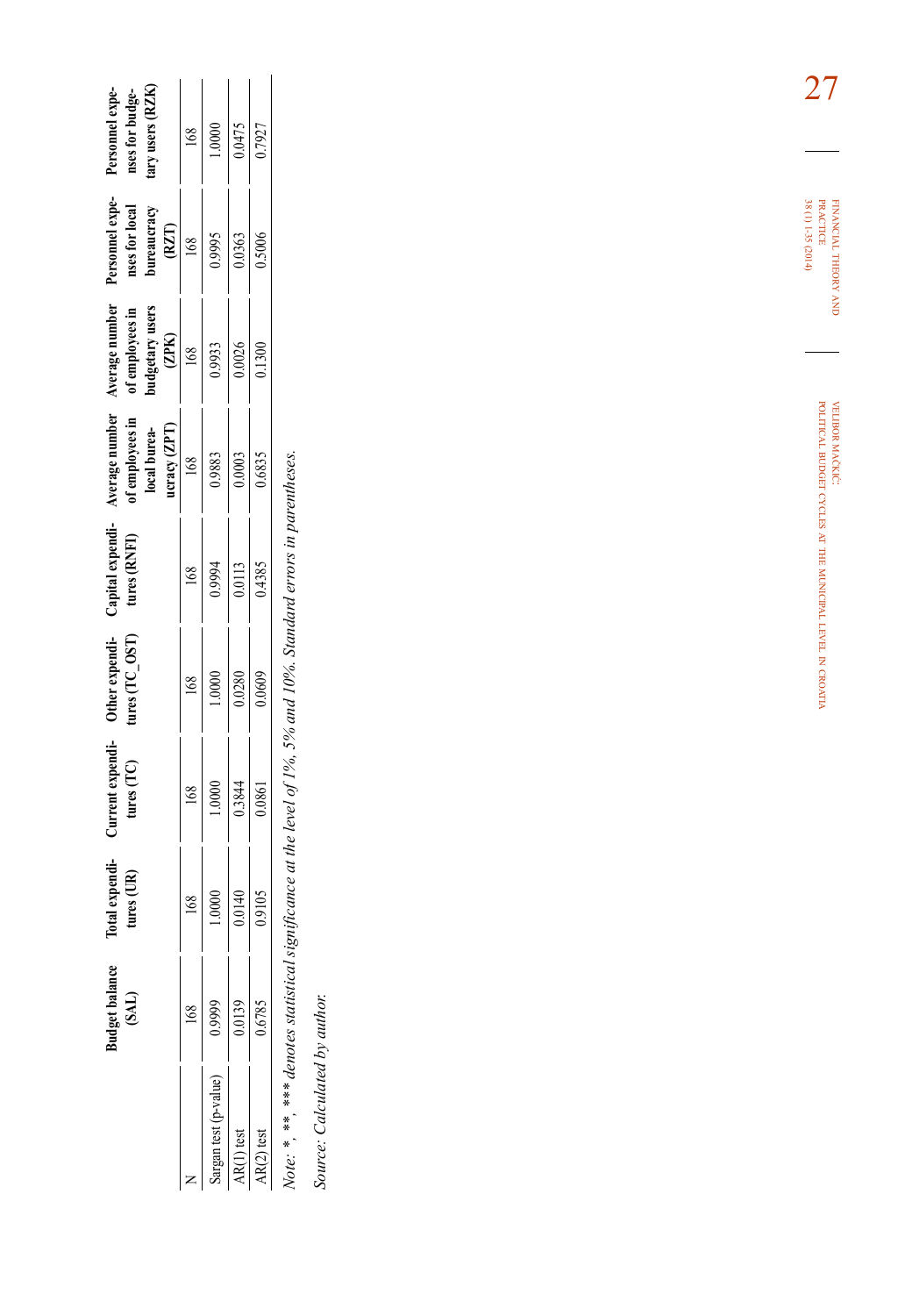| | Budget balance (SAL) | Total expenditures (UR) | Current expenditures (TC) | Other expenditures (TC_OST) | Capital expenditures (RNFI) | Average number of employees in local bureaucracy (ZPT) | Average number of employees in budgetary users (ZPK) | Personnel expenses for local bureaucracy (RZT) | Personnel expenses for budgetary users (RZK) |
|---|---|---|---|---|---|---|---|---|---|
| N | 168 | 168 | 168 | 168 | 168 | 168 | 168 | 168 | 168 |
| Sargan test (p-value) | 0.9999 | 1.0000 | 1.0000 | 1.0000 | 0.9994 | 0.9883 | 0.9933 | 0.9995 | 1.0000 |
| AR(1) test | 0.0139 | 0.0140 | 0.3844 | 0.0280 | 0.0113 | 0.0003 | 0.0026 | 0.0363 | 0.0475 |
| AR(2) test | 0.6785 | 0.9105 | 0.0861 | 0.0609 | 0.4385 | 0.6835 | 0.1300 | 0.5006 | 0.7927 |

*Note: *, **, *** denotes statistical significance at the level of 1%, 5% and 10%. Standard errors in parentheses.*

*Source: Calculated by author.*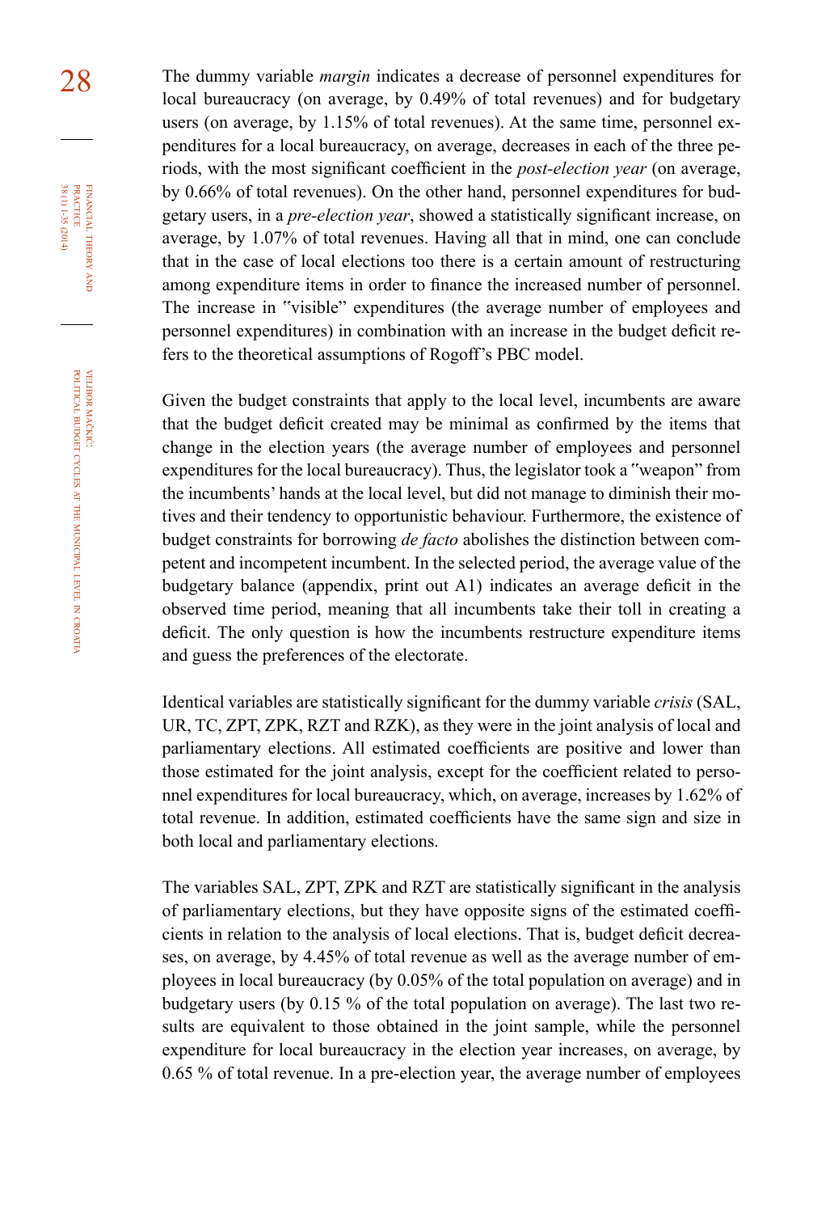The dummy variable *margin* indicates a decrease of personnel expenditures for local bureaucracy (on average, by 0.49% of total revenues) and for budgetary users (on average, by 1.15% of total revenues). At the same time, personnel expenditures for a local bureaucracy, on average, decreases in each of the three periods, with the most significant coefficient in the *post-election year* (on average, by 0.66% of total revenues). On the other hand, personnel expenditures for budgetary users, in a *pre-election year*, showed a statistically significant increase, on average, by 1.07% of total revenues. Having all that in mind, one can conclude that in the case of local elections too there is a certain amount of restructuring among expenditure items in order to finance the increased number of personnel. The increase in "visible" expenditures (the average number of employees and personnel expenditures) in combination with an increase in the budget deficit refers to the theoretical assumptions of Rogoff's PBC model.

Given the budget constraints that apply to the local level, incumbents are aware that the budget deficit created may be minimal as confirmed by the items that change in the election years (the average number of employees and personnel expenditures for the local bureaucracy). Thus, the legislator took a "weapon" from the incumbents' hands at the local level, but did not manage to diminish their motives and their tendency to opportunistic behaviour. Furthermore, the existence of budget constraints for borrowing *de facto* abolishes the distinction between competent and incompetent incumbent. In the selected period, the average value of the budgetary balance (appendix, print out A1) indicates an average deficit in the observed time period, meaning that all incumbents take their toll in creating a deficit. The only question is how the incumbents restructure expenditure items and guess the preferences of the electorate.

Identical variables are statistically significant for the dummy variable *crisis* (SAL, UR, TC, ZPT, ZPK, RZT and RZK), as they were in the joint analysis of local and parliamentary elections. All estimated coefficients are positive and lower than those estimated for the joint analysis, except for the coefficient related to personnel expenditures for local bureaucracy, which, on average, increases by 1.62% of total revenue. In addition, estimated coefficients have the same sign and size in both local and parliamentary elections.

The variables SAL, ZPT, ZPK and RZT are statistically significant in the analysis of parliamentary elections, but they have opposite signs of the estimated coefficients in relation to the analysis of local elections. That is, budget deficit decreases, on average, by 4.45% of total revenue as well as the average number of employees in local bureaucracy (by 0.05% of the total population on average) and in budgetary users (by 0.15 % of the total population on average). The last two results are equivalent to those obtained in the joint sample, while the personnel expenditure for local bureaucracy in the election year increases, on average, by 0.65 % of total revenue. In a pre-election year, the average number of employees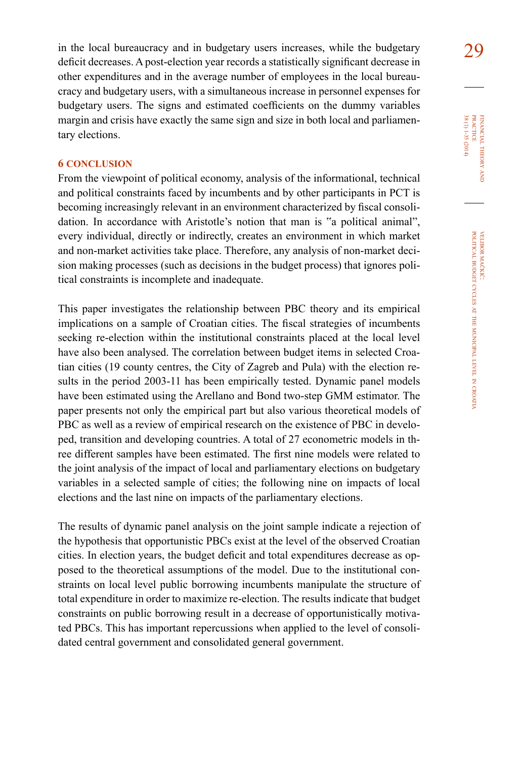in the local bureaucracy and in budgetary users increases, while the budgetary deficit decreases. A post-election year records a statistically significant decrease in other expenditures and in the average number of employees in the local bureaucracy and budgetary users, with a simultaneous increase in personnel expenses for budgetary users. The signs and estimated coefficients on the dummy variables margin and crisis have exactly the same sign and size in both local and parliamentary elections.

## 6 CONCLUSION

From the viewpoint of political economy, analysis of the informational, technical and political constraints faced by incumbents and by other participants in PCT is becoming increasingly relevant in an environment characterized by fiscal consolidation. In accordance with Aristotle's notion that man is "a political animal", every individual, directly or indirectly, creates an environment in which market and non-market activities take place. Therefore, any analysis of non-market decision making processes (such as decisions in the budget process) that ignores political constraints is incomplete and inadequate.

This paper investigates the relationship between PBC theory and its empirical implications on a sample of Croatian cities. The fiscal strategies of incumbents seeking re-election within the institutional constraints placed at the local level have also been analysed. The correlation between budget items in selected Croatian cities (19 county centres, the City of Zagreb and Pula) with the election results in the period 2003-11 has been empirically tested. Dynamic panel models have been estimated using the Arellano and Bond two-step GMM estimator. The paper presents not only the empirical part but also various theoretical models of PBC as well as a review of empirical research on the existence of PBC in developed, transition and developing countries. A total of 27 econometric models in three different samples have been estimated. The first nine models were related to the joint analysis of the impact of local and parliamentary elections on budgetary variables in a selected sample of cities; the following nine on impacts of local elections and the last nine on impacts of the parliamentary elections.

The results of dynamic panel analysis on the joint sample indicate a rejection of the hypothesis that opportunistic PBCs exist at the level of the observed Croatian cities. In election years, the budget deficit and total expenditures decrease as opposed to the theoretical assumptions of the model. Due to the institutional constraints on local level public borrowing incumbents manipulate the structure of total expenditure in order to maximize re-election. The results indicate that budget constraints on public borrowing result in a decrease of opportunistically motivated PBCs. This has important repercussions when applied to the level of consolidated central government and consolidated general government.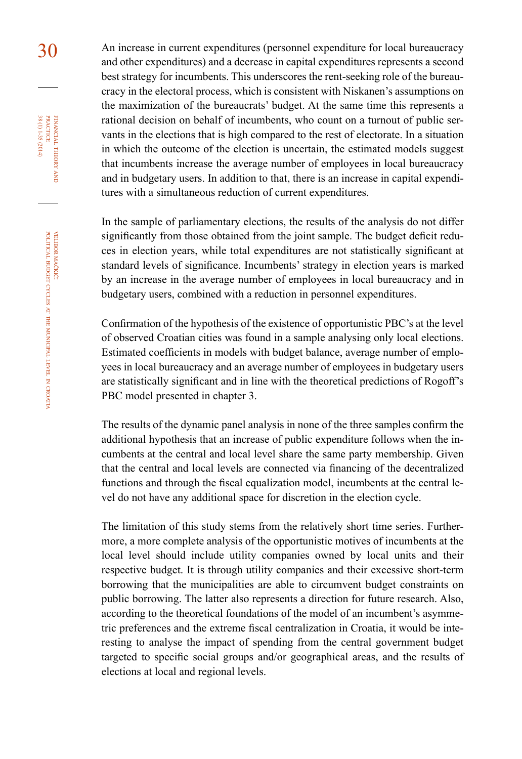An increase in current expenditures (personnel expenditure for local bureaucracy and other expenditures) and a decrease in capital expenditures represents a second best strategy for incumbents. This underscores the rent-seeking role of the bureaucracy in the electoral process, which is consistent with Niskanen's assumptions on the maximization of the bureaucrats' budget. At the same time this represents a rational decision on behalf of incumbents, who count on a turnout of public servants in the elections that is high compared to the rest of electorate. In a situation in which the outcome of the election is uncertain, the estimated models suggest that incumbents increase the average number of employees in local bureaucracy and in budgetary users. In addition to that, there is an increase in capital expenditures with a simultaneous reduction of current expenditures.

In the sample of parliamentary elections, the results of the analysis do not differ significantly from those obtained from the joint sample. The budget deficit reduces in election years, while total expenditures are not statistically significant at standard levels of significance. Incumbents' strategy in election years is marked by an increase in the average number of employees in local bureaucracy and in budgetary users, combined with a reduction in personnel expenditures.

Confirmation of the hypothesis of the existence of opportunistic PBC's at the level of observed Croatian cities was found in a sample analysing only local elections. Estimated coefficients in models with budget balance, average number of employees in local bureaucracy and an average number of employees in budgetary users are statistically significant and in line with the theoretical predictions of Rogoff's PBC model presented in chapter 3.

The results of the dynamic panel analysis in none of the three samples confirm the additional hypothesis that an increase of public expenditure follows when the incumbents at the central and local level share the same party membership. Given that the central and local levels are connected via financing of the decentralized functions and through the fiscal equalization model, incumbents at the central level do not have any additional space for discretion in the election cycle.

The limitation of this study stems from the relatively short time series. Furthermore, a more complete analysis of the opportunistic motives of incumbents at the local level should include utility companies owned by local units and their respective budget. It is through utility companies and their excessive short-term borrowing that the municipalities are able to circumvent budget constraints on public borrowing. The latter also represents a direction for future research. Also, according to the theoretical foundations of the model of an incumbent's asymmetric preferences and the extreme fiscal centralization in Croatia, it would be interesting to analyse the impact of spending from the central government budget targeted to specific social groups and/or geographical areas, and the results of elections at local and regional levels.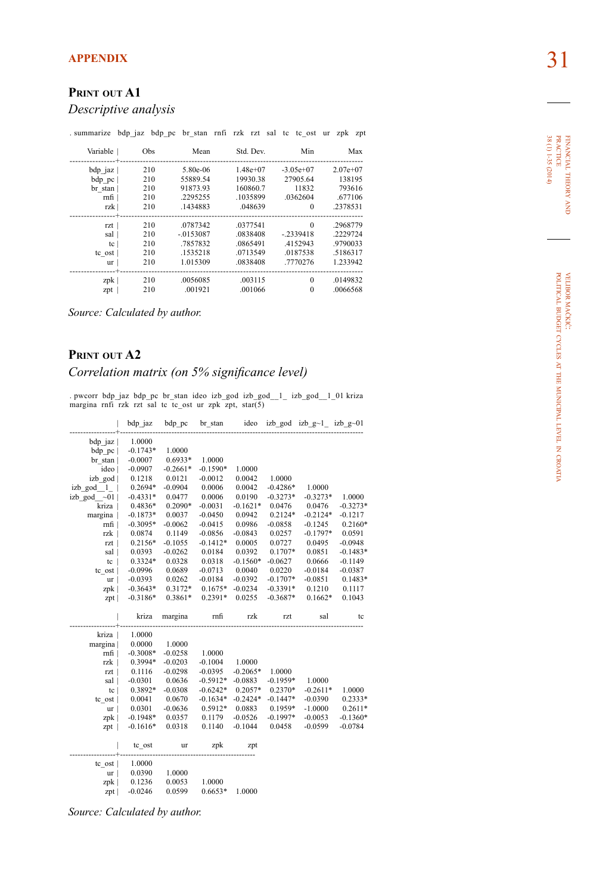## APPENDIX

### Print out A1

*Descriptive analysis*

```
. summarize  bdp_jaz  bdp_pc  br_stan  rnfi  rzk  rzt  sal  tc  tc_ost  ur  zpk  zpt
```

| Variable | Obs | Mean | Std. Dev. | Min | Max |
|---|---|---|---|---|---|
| bdp_jaz | 210 | 5.80e-06 | 1.48e+07 | -3.05e+07 | 2.07e+07 |
| bdp_pc | 210 | 55889.54 | 19930.38 | 27905.64 | 138195 |
| br_stan | 210 | 91873.93 | 160860.7 | 11832 | 793616 |
| rnfi | 210 | .2295255 | .1035899 | .0362604 | .677106 |
| rzk | 210 | .1434883 | .048639 | 0 | .2378531 |
| rzt | 210 | .0787342 | .0377541 | 0 | .2968779 |
| sal | 210 | -.0153087 | .0838408 | -.2339418 | .2229724 |
| tc | 210 | .7857832 | .0865491 | .4152943 | .9790033 |
| tc_ost | 210 | .1535218 | .0713549 | .0187538 | .5186317 |
| ur | 210 | 1.015309 | .0838408 | .7770276 | 1.233942 |
| zpk | 210 | .0056085 | .003115 | 0 | .0149832 |
| zpt | 210 | .001921 | .001066 | 0 | .0066568 |

*Source: Calculated by author.*

### Print out A2

*Correlation matrix (on 5% significance level)*

```
. pwcorr  bdp_jaz  bdp_pc  br_stan  ideo  izb_god  izb_god__1_  izb_god__1_01  kriza
margina  rnfi  rzk  rzt  sal  tc  tc_ost  ur  zpk  zpt,  star(5)
```

| | bdp_jaz | bdp_pc | br_stan | ideo | izb_god | izb_g~1_ | izb_g~01 |
|---|---|---|---|---|---|---|---|
| bdp_jaz | 1.0000 | | | | | | |
| bdp_pc | -0.1743* | 1.0000 | | | | | |
| br_stan | -0.0007 | 0.6933* | 1.0000 | | | | |
| ideo | -0.0907 | -0.2661* | -0.1590* | 1.0000 | | | |
| izb_god | 0.1218 | 0.0121 | -0.0012 | 0.0042 | 1.0000 | | |
| izb_god__1_ | 0.2694* | -0.0904 | 0.0006 | 0.0042 | -0.4286* | 1.0000 | |
| izb_god__~01 | -0.4331* | 0.0477 | 0.0006 | 0.0190 | -0.3273* | -0.3273* | 1.0000 |
| kriza | 0.4836* | 0.2090* | -0.0031 | -0.1621* | 0.0476 | 0.0476 | -0.3273* |
| margina | -0.1873* | 0.0037 | -0.0450 | 0.0942 | 0.2124* | -0.2124* | -0.1217 |
| rnfi | -0.3095* | -0.0062 | -0.0415 | 0.0986 | -0.0858 | -0.1245 | 0.2160* |
| rzk | 0.0874 | 0.1149 | -0.0856 | -0.0843 | 0.0257 | -0.1797* | 0.0591 |
| rzt | 0.2156* | -0.1055 | -0.1412* | 0.0005 | 0.0727 | 0.0495 | -0.0948 |
| sal | 0.0393 | -0.0262 | 0.0184 | 0.0392 | 0.1707* | 0.0851 | -0.1483* |
| tc | 0.3324* | 0.0328 | 0.0318 | -0.1560* | -0.0627 | 0.0666 | -0.1149 |
| tc_ost | -0.0996 | 0.0689 | -0.0713 | 0.0040 | 0.0220 | -0.0184 | -0.0387 |
| ur | -0.0393 | 0.0262 | -0.0184 | -0.0392 | -0.1707* | -0.0851 | 0.1483* |
| zpk | -0.3643* | 0.3172* | 0.1675* | -0.0234 | -0.3391* | 0.1210 | 0.1117 |
| zpt | -0.3186* | 0.3861* | 0.2391* | 0.0255 | -0.3687* | 0.1662* | 0.1043 |

| | kriza | margina | rnfi | rzk | rzt | sal | tc |
|---|---|---|---|---|---|---|---|
| kriza | 1.0000 | | | | | | |
| margina | 0.0000 | 1.0000 | | | | | |
| rnfi | -0.3008* | -0.0258 | 1.0000 | | | | |
| rzk | 0.3994* | -0.0203 | -0.1004 | 1.0000 | | | |
| rzt | 0.1116 | -0.0298 | -0.0395 | -0.2065* | 1.0000 | | |
| sal | -0.0301 | 0.0636 | -0.5912* | -0.0883 | -0.1959* | 1.0000 | |
| tc | 0.3892* | -0.0308 | -0.6242* | 0.2057* | 0.2370* | -0.2611* | 1.0000 |
| tc_ost | 0.0041 | 0.0670 | -0.1634* | -0.2424* | -0.1447* | -0.0390 | 0.2333* |
| ur | 0.0301 | -0.0636 | 0.5912* | 0.0883 | 0.1959* | -1.0000 | 0.2611* |
| zpk | -0.1948* | 0.0357 | 0.1179 | -0.0526 | -0.1997* | -0.0053 | -0.1360* |
| zpt | -0.1616* | 0.0318 | 0.1140 | -0.1044 | 0.0458 | -0.0599 | -0.0784 |

| | tc_ost | ur | zpk | zpt |
|---|---|---|---|---|
| tc_ost | 1.0000 | | | |
| ur | 0.0390 | 1.0000 | | |
| zpk | 0.1236 | 0.0053 | 1.0000 | |
| zpt | -0.0246 | 0.0599 | 0.6653* | 1.0000 |

*Source: Calculated by author.*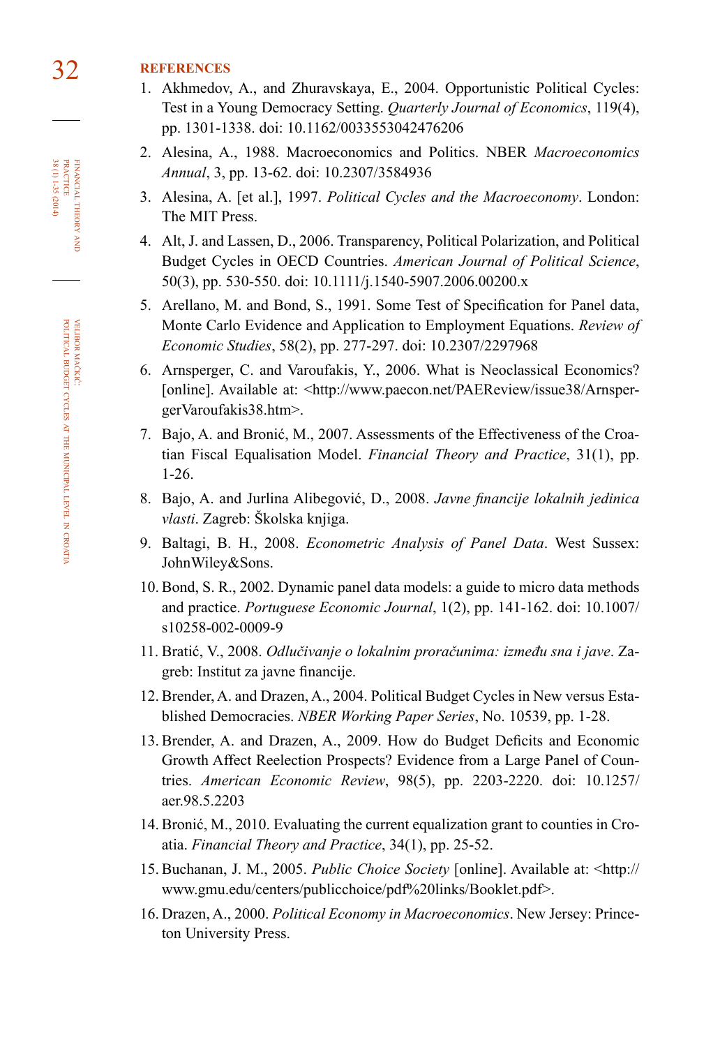## REFERENCES

1. Akhmedov, A., and Zhuravskaya, E., 2004. Opportunistic Political Cycles: Test in a Young Democracy Setting. *Quarterly Journal of Economics*, 119(4), pp. 1301-1338. doi: 10.1162/0033553042476206
2. Alesina, A., 1988. Macroeconomics and Politics. NBER *Macroeconomics Annual*, 3, pp. 13-62. doi: 10.2307/3584936
3. Alesina, A. [et al.], 1997. *Political Cycles and the Macroeconomy*. London: The MIT Press.
4. Alt, J. and Lassen, D., 2006. Transparency, Political Polarization, and Political Budget Cycles in OECD Countries. *American Journal of Political Science*, 50(3), pp. 530-550. doi: 10.1111/j.1540-5907.2006.00200.x
5. Arellano, M. and Bond, S., 1991. Some Test of Specification for Panel data, Monte Carlo Evidence and Application to Employment Equations. *Review of Economic Studies*, 58(2), pp. 277-297. doi: 10.2307/2297968
6. Arnsperger, C. and Varoufakis, Y., 2006. What is Neoclassical Economics? [online]. Available at: <http://www.paecon.net/PAEReview/issue38/ArnspergerVaroufakis38.htm>.
7. Bajo, A. and Bronić, M., 2007. Assessments of the Effectiveness of the Croatian Fiscal Equalisation Model. *Financial Theory and Practice*, 31(1), pp. 1-26.
8. Bajo, A. and Jurlina Alibegović, D., 2008. *Javne financije lokalnih jedinica vlasti*. Zagreb: Školska knjiga.
9. Baltagi, B. H., 2008. *Econometric Analysis of Panel Data*. West Sussex: JohnWiley&Sons.
10. Bond, S. R., 2002. Dynamic panel data models: a guide to micro data methods and practice. *Portuguese Economic Journal*, 1(2), pp. 141-162. doi: 10.1007/s10258-002-0009-9
11. Bratić, V., 2008. *Odlučivanje o lokalnim proračunima: između sna i jave*. Zagreb: Institut za javne financije.
12. Brender, A. and Drazen, A., 2004. Political Budget Cycles in New versus Established Democracies. *NBER Working Paper Series*, No. 10539, pp. 1-28.
13. Brender, A. and Drazen, A., 2009. How do Budget Deficits and Economic Growth Affect Reelection Prospects? Evidence from a Large Panel of Countries. *American Economic Review*, 98(5), pp. 2203-2220. doi: 10.1257/aer.98.5.2203
14. Bronić, M., 2010. Evaluating the current equalization grant to counties in Croatia. *Financial Theory and Practice*, 34(1), pp. 25-52.
15. Buchanan, J. M., 2005. *Public Choice Society* [online]. Available at: <http://www.gmu.edu/centers/publicchoice/pdf%20links/Booklet.pdf>.
16. Drazen, A., 2000. *Political Economy in Macroeconomics*. New Jersey: Princeton University Press.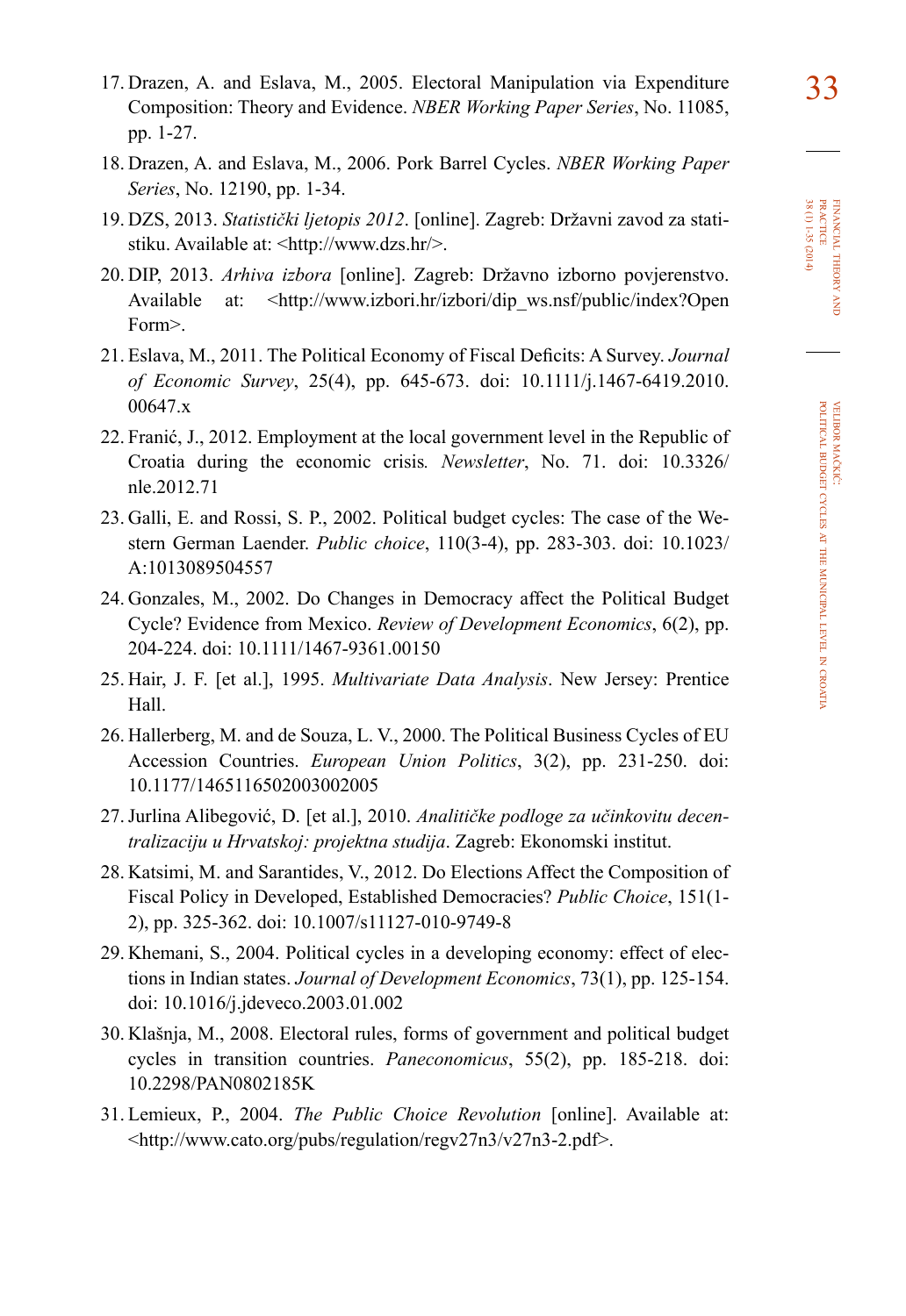17. Drazen, A. and Eslava, M., 2005. Electoral Manipulation via Expenditure Composition: Theory and Evidence. *NBER Working Paper Series*, No. 11085, pp. 1-27.
18. Drazen, A. and Eslava, M., 2006. Pork Barrel Cycles. *NBER Working Paper Series*, No. 12190, pp. 1-34.
19. DZS, 2013. *Statistički ljetopis 2012*. [online]. Zagreb: Državni zavod za statistiku. Available at: <http://www.dzs.hr/>.
20. DIP, 2013. *Arhiva izbora* [online]. Zagreb: Državno izborno povjerenstvo. Available at: <http://www.izbori.hr/izbori/dip_ws.nsf/public/index?OpenForm>.
21. Eslava, M., 2011. The Political Economy of Fiscal Deficits: A Survey. *Journal of Economic Survey*, 25(4), pp. 645-673. doi: 10.1111/j.1467-6419.2010.00647.x
22. Franić, J., 2012. Employment at the local government level in the Republic of Croatia during the economic crisis*.* *Newsletter*, No. 71. doi: 10.3326/nle.2012.71
23. Galli, E. and Rossi, S. P., 2002. Political budget cycles: The case of the Western German Laender. *Public choice*, 110(3-4), pp. 283-303. doi: 10.1023/A:1013089504557
24. Gonzales, M., 2002. Do Changes in Democracy affect the Political Budget Cycle? Evidence from Mexico. *Review of Development Economics*, 6(2), pp. 204-224. doi: 10.1111/1467-9361.00150
25. Hair, J. F. [et al.], 1995. *Multivariate Data Analysis*. New Jersey: Prentice Hall.
26. Hallerberg, M. and de Souza, L. V., 2000. The Political Business Cycles of EU Accession Countries. *European Union Politics*, 3(2), pp. 231-250. doi: 10.1177/1465116502003002005
27. Jurlina Alibegović, D. [et al.], 2010. *Analitičke podloge za učinkovitu decentralizaciju u Hrvatskoj: projektna studija*. Zagreb: Ekonomski institut.
28. Katsimi, M. and Sarantides, V., 2012. Do Elections Affect the Composition of Fiscal Policy in Developed, Established Democracies? *Public Choice*, 151(1-2), pp. 325-362. doi: 10.1007/s11127-010-9749-8
29. Khemani, S., 2004. Political cycles in a developing economy: effect of elections in Indian states. *Journal of Development Economics*, 73(1), pp. 125-154. doi: 10.1016/j.jdeveco.2003.01.002
30. Klašnja, M., 2008. Electoral rules, forms of government and political budget cycles in transition countries. *Paneconomicus*, 55(2), pp. 185-218. doi: 10.2298/PAN0802185K
31. Lemieux, P., 2004. *The Public Choice Revolution* [online]. Available at: <http://www.cato.org/pubs/regulation/regv27n3/v27n3-2.pdf>.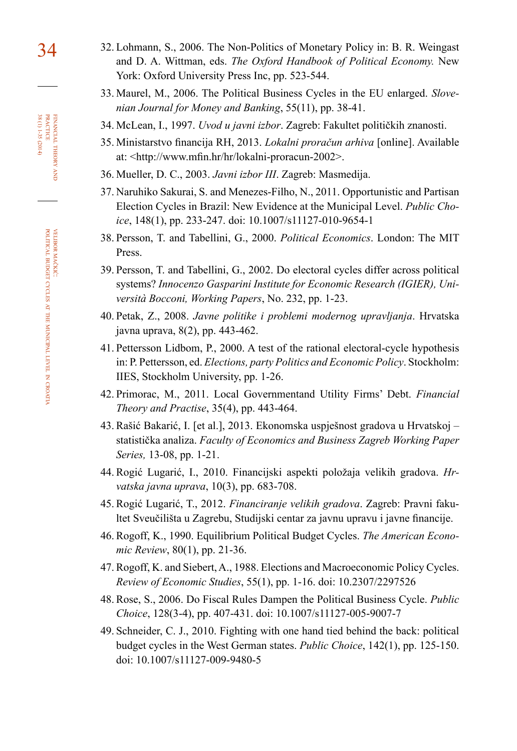32. Lohmann, S., 2006. The Non-Politics of Monetary Policy in: B. R. Weingast and D. A. Wittman, eds. *The Oxford Handbook of Political Economy.* New York: Oxford University Press Inc, pp. 523-544.
33. Maurel, M., 2006. The Political Business Cycles in the EU enlarged. *Slovenian Journal for Money and Banking*, 55(11), pp. 38-41.
34. McLean, I., 1997. *Uvod u javni izbor*. Zagreb: Fakultet političkih znanosti.
35. Ministarstvo financija RH, 2013. *Lokalni proračun arhiva* [online]. Available at: <http://www.mfin.hr/hr/lokalni-proracun-2002>.
36. Mueller, D. C., 2003. *Javni izbor III*. Zagreb: Masmedija.
37. Naruhiko Sakurai, S. and Menezes-Filho, N., 2011. Opportunistic and Partisan Election Cycles in Brazil: New Evidence at the Municipal Level. *Public Choice*, 148(1), pp. 233-247. doi: 10.1007/s11127-010-9654-1
38. Persson, T. and Tabellini, G., 2000. *Political Economics*. London: The MIT Press.
39. Persson, T. and Tabellini, G., 2002. Do electoral cycles differ across political systems? *Innocenzo Gasparini Institute for Economic Research (IGIER), Università Bocconi, Working Papers*, No. 232, pp. 1-23.
40. Petak, Z., 2008. *Javne politike i problemi modernog upravljanja*. Hrvatska javna uprava, 8(2), pp. 443-462.
41. Pettersson Lidbom, P., 2000. A test of the rational electoral-cycle hypothesis in: P. Pettersson, ed. *Elections, party Politics and Economic Policy*. Stockholm: IIES, Stockholm University, pp. 1-26.
42. Primorac, M., 2011. Local Governmentand Utility Firms' Debt. *Financial Theory and Practise*, 35(4), pp. 443-464.
43. Rašić Bakarić, I. [et al.], 2013. Ekonomska uspješnost gradova u Hrvatskoj – statistička analiza. *Faculty of Economics and Business Zagreb Working Paper Series,* 13-08, pp. 1-21.
44. Rogić Lugarić, I., 2010. Financijski aspekti položaja velikih gradova. *Hrvatska javna uprava*, 10(3), pp. 683-708.
45. Rogić Lugarić, T., 2012. *Financiranje velikih gradova*. Zagreb: Pravni fakultet Sveučilišta u Zagrebu, Studijski centar za javnu upravu i javne financije.
46. Rogoff, K., 1990. Equilibrium Political Budget Cycles. *The American Economic Review*, 80(1), pp. 21-36.
47. Rogoff, K. and Siebert, A., 1988. Elections and Macroeconomic Policy Cycles. *Review of Economic Studies*, 55(1), pp. 1-16. doi: 10.2307/2297526
48. Rose, S., 2006. Do Fiscal Rules Dampen the Political Business Cycle. *Public Choice*, 128(3-4), pp. 407-431. doi: 10.1007/s11127-005-9007-7
49. Schneider, C. J., 2010. Fighting with one hand tied behind the back: political budget cycles in the West German states. *Public Choice*, 142(1), pp. 125-150. doi: 10.1007/s11127-009-9480-5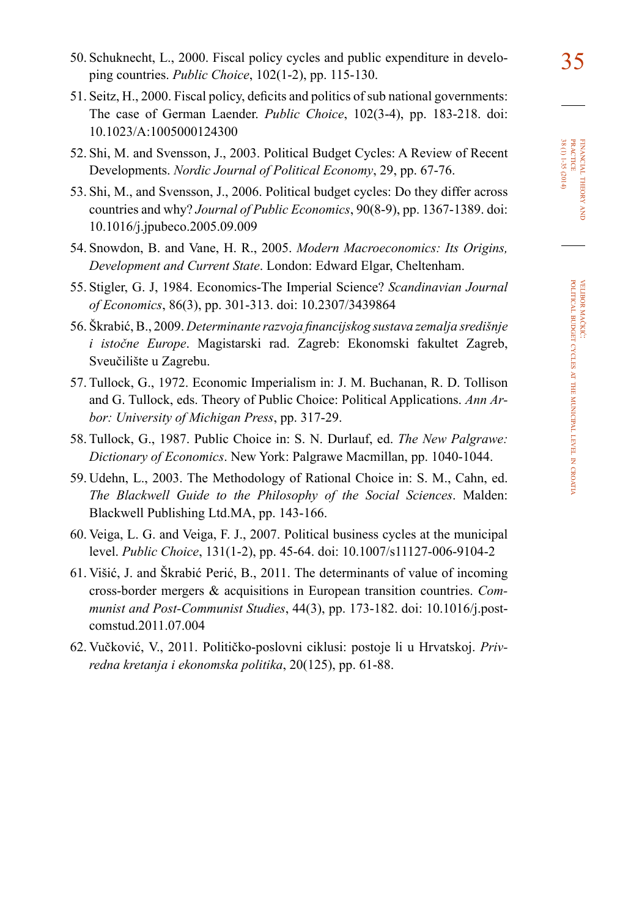50. Schuknecht, L., 2000. Fiscal policy cycles and public expenditure in developing countries. *Public Choice*, 102(1-2), pp. 115-130.
51. Seitz, H., 2000. Fiscal policy, deficits and politics of sub national governments: The case of German Laender. *Public Choice*, 102(3-4), pp. 183-218. doi: 10.1023/A:1005000124300
52. Shi, M. and Svensson, J., 2003. Political Budget Cycles: A Review of Recent Developments. *Nordic Journal of Political Economy*, 29, pp. 67-76.
53. Shi, M., and Svensson, J., 2006. Political budget cycles: Do they differ across countries and why? *Journal of Public Economics*, 90(8-9), pp. 1367-1389. doi: 10.1016/j.jpubeco.2005.09.009
54. Snowdon, B. and Vane, H. R., 2005. *Modern Macroeconomics: Its Origins, Development and Current State*. London: Edward Elgar, Cheltenham.
55. Stigler, G. J, 1984. Economics-The Imperial Science? *Scandinavian Journal of Economics*, 86(3), pp. 301-313. doi: 10.2307/3439864
56. Škrabić, B., 2009. *Determinante razvoja financijskog sustava zemalja središnje i istočne Europe*. Magistarski rad. Zagreb: Ekonomski fakultet Zagreb, Sveučilište u Zagrebu.
57. Tullock, G., 1972. Economic Imperialism in: J. M. Buchanan, R. D. Tollison and G. Tullock, eds. Theory of Public Choice: Political Applications. *Ann Arbor: University of Michigan Press*, pp. 317-29.
58. Tullock, G., 1987. Public Choice in: S. N. Durlauf, ed. *The New Palgrawe: Dictionary of Economics*. New York: Palgrawe Macmillan, pp. 1040-1044.
59. Udehn, L., 2003. The Methodology of Rational Choice in: S. M., Cahn, ed. *The Blackwell Guide to the Philosophy of the Social Sciences*. Malden: Blackwell Publishing Ltd.MA, pp. 143-166.
60. Veiga, L. G. and Veiga, F. J., 2007. Political business cycles at the municipal level. *Public Choice*, 131(1-2), pp. 45-64. doi: 10.1007/s11127-006-9104-2
61. Višić, J. and Škrabić Perić, B., 2011. The determinants of value of incoming cross-border mergers & acquisitions in European transition countries. *Communist and Post-Communist Studies*, 44(3), pp. 173-182. doi: 10.1016/j.postcomstud.2011.07.004
62. Vučković, V., 2011. Političko-poslovni ciklusi: postoje li u Hrvatskoj. *Privredna kretanja i ekonomska politika*, 20(125), pp. 61-88.